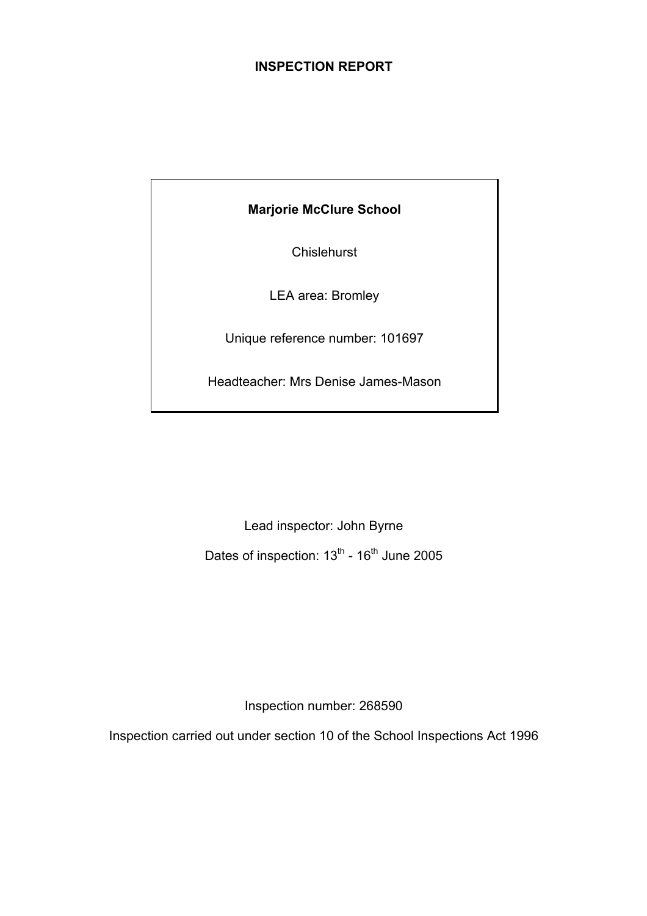# INSPECTION REPORT

**Marjorie McClure School**

Chislehurst

LEA area: Bromley

Unique reference number: 101697

Headteacher: Mrs Denise James-Mason

Lead inspector: John Byrne

Dates of inspection: 13th - 16th June 2005

Inspection number: 268590

Inspection carried out under section 10 of the School Inspections Act 1996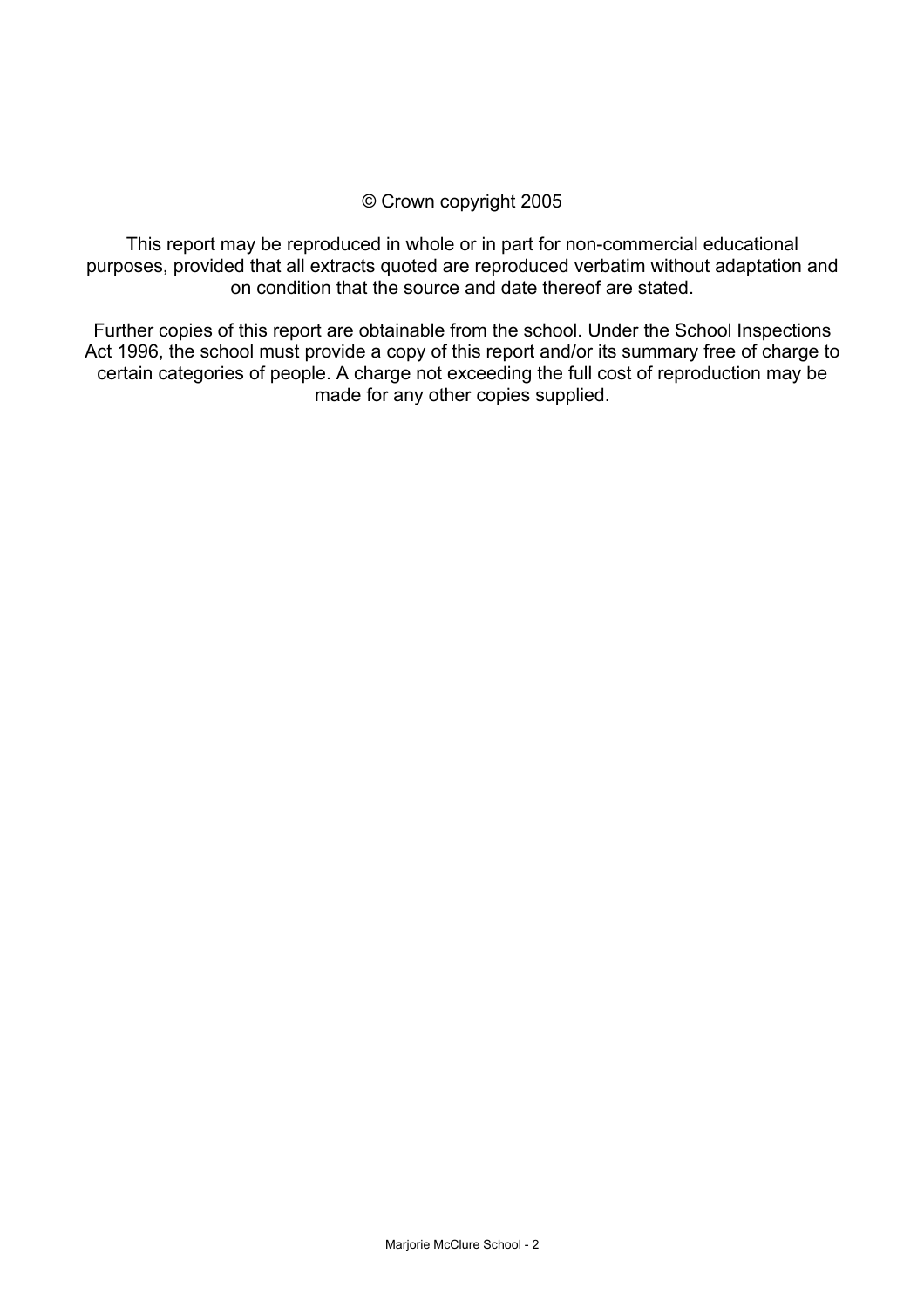© Crown copyright 2005

This report may be reproduced in whole or in part for non-commercial educational purposes, provided that all extracts quoted are reproduced verbatim without adaptation and on condition that the source and date thereof are stated.

Further copies of this report are obtainable from the school. Under the School Inspections Act 1996, the school must provide a copy of this report and/or its summary free of charge to certain categories of people. A charge not exceeding the full cost of reproduction may be made for any other copies supplied.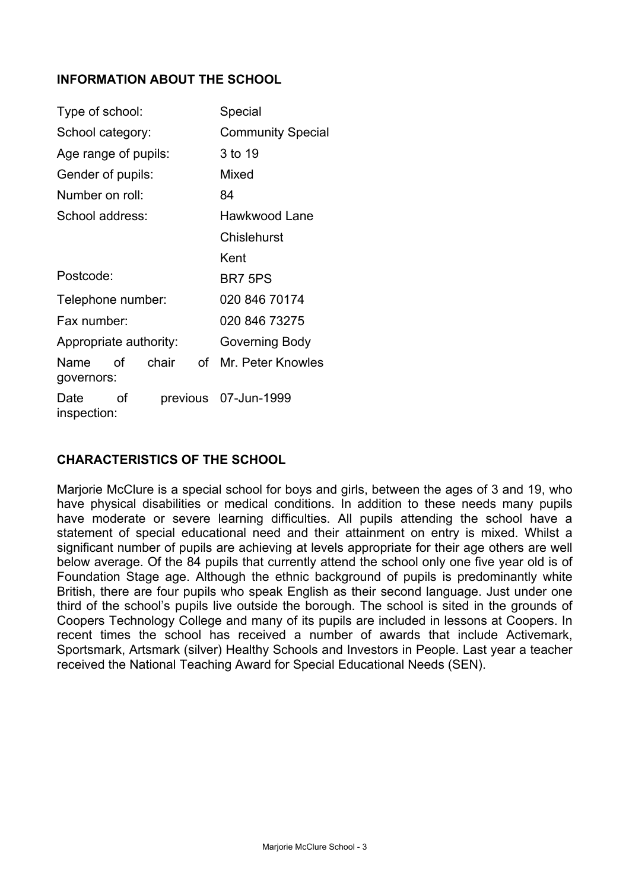## INFORMATION ABOUT THE SCHOOL

| | |
|---|---|
| Type of school: | Special |
| School category: | Community Special |
| Age range of pupils: | 3 to 19 |
| Gender of pupils: | Mixed |
| Number on roll: | 84 |
| School address: | Hawkwood Lane<br>Chislehurst<br>Kent |
| Postcode: | BR7 5PS |
| Telephone number: | 020 846 70174 |
| Fax number: | 020 846 73275 |
| Appropriate authority: | Governing Body |
| Name of chair of governors: | Mr. Peter Knowles |
| Date of previous inspection: | 07-Jun-1999 |

## CHARACTERISTICS OF THE SCHOOL

Marjorie McClure is a special school for boys and girls, between the ages of 3 and 19, who have physical disabilities or medical conditions. In addition to these needs many pupils have moderate or severe learning difficulties. All pupils attending the school have a statement of special educational need and their attainment on entry is mixed. Whilst a significant number of pupils are achieving at levels appropriate for their age others are well below average. Of the 84 pupils that currently attend the school only one five year old is of Foundation Stage age. Although the ethnic background of pupils is predominantly white British, there are four pupils who speak English as their second language. Just under one third of the school's pupils live outside the borough. The school is sited in the grounds of Coopers Technology College and many of its pupils are included in lessons at Coopers. In recent times the school has received a number of awards that include Activemark, Sportsmark, Artsmark (silver) Healthy Schools and Investors in People. Last year a teacher received the National Teaching Award for Special Educational Needs (SEN).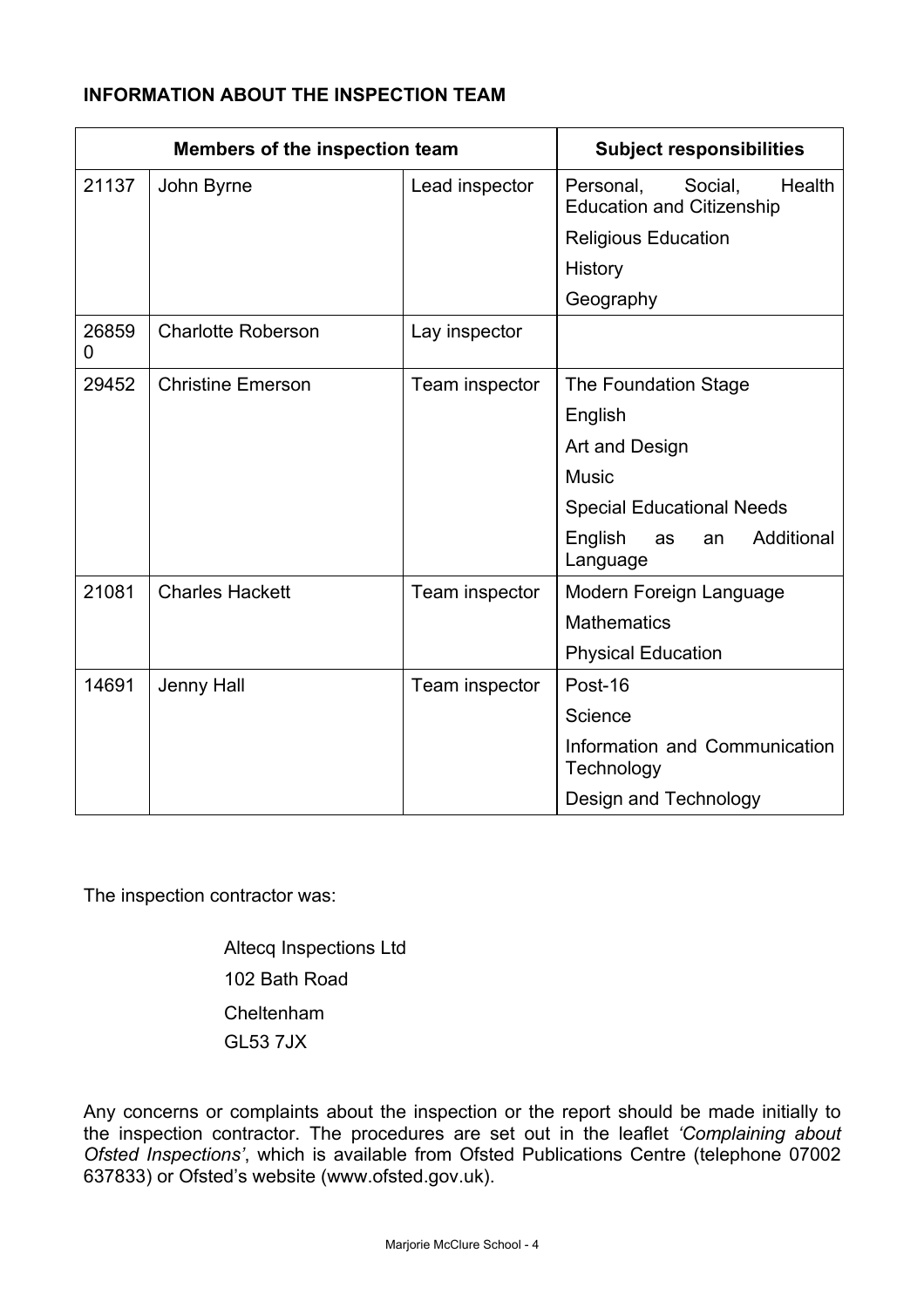**INFORMATION ABOUT THE INSPECTION TEAM**

| Members of the inspection team | | | Subject responsibilities |
|---|---|---|---|
| 21137 | John Byrne | Lead inspector | Personal, Social, Health Education and Citizenship |
| | | | Religious Education |
| | | | History |
| | | | Geography |
| 268590 | Charlotte Roberson | Lay inspector | |
| 29452 | Christine Emerson | Team inspector | The Foundation Stage |
| | | | English |
| | | | Art and Design |
| | | | Music |
| | | | Special Educational Needs |
| | | | English as an Additional Language |
| 21081 | Charles Hackett | Team inspector | Modern Foreign Language |
| | | | Mathematics |
| | | | Physical Education |
| 14691 | Jenny Hall | Team inspector | Post-16 |
| | | | Science |
| | | | Information and Communication Technology |
| | | | Design and Technology |

The inspection contractor was:

Altecq Inspections Ltd
102 Bath Road
Cheltenham
GL53 7JX

Any concerns or complaints about the inspection or the report should be made initially to the inspection contractor. The procedures are set out in the leaflet *'Complaining about Ofsted Inspections'*, which is available from Ofsted Publications Centre (telephone 07002 637833) or Ofsted's website (www.ofsted.gov.uk).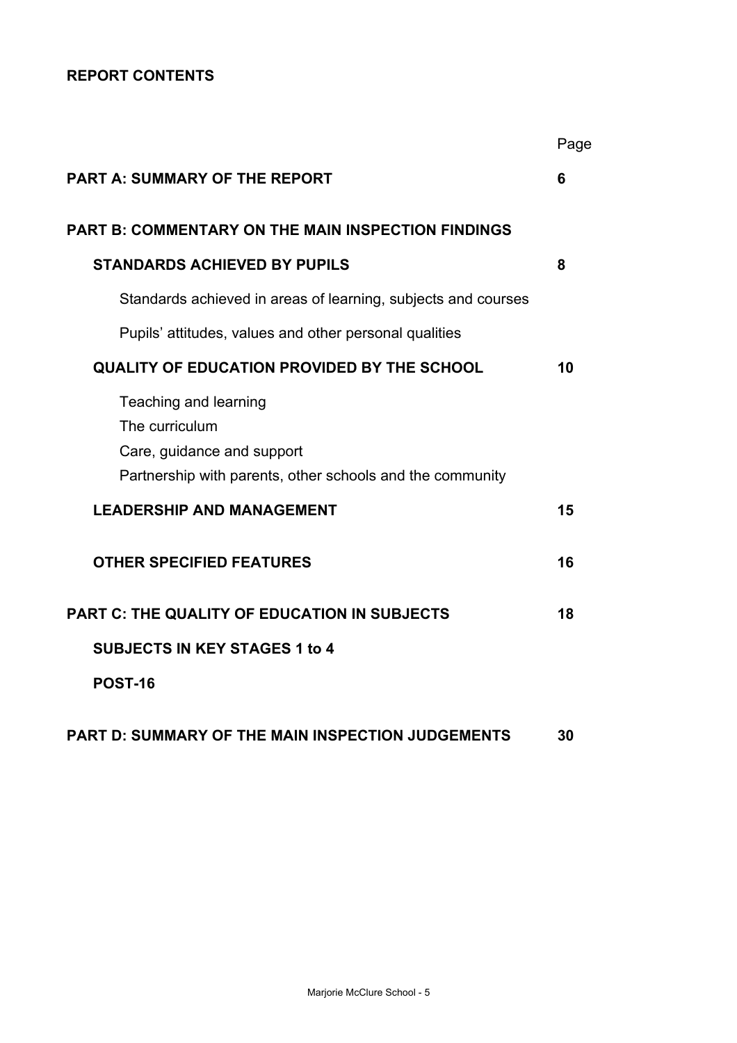**REPORT CONTENTS**

| | Page |
|---|---|
| **PART A: SUMMARY OF THE REPORT** | **6** |
| **PART B: COMMENTARY ON THE MAIN INSPECTION FINDINGS** | |
| **STANDARDS ACHIEVED BY PUPILS** | **8** |
| Standards achieved in areas of learning, subjects and courses | |
| Pupils' attitudes, values and other personal qualities | |
| **QUALITY OF EDUCATION PROVIDED BY THE SCHOOL** | **10** |
| Teaching and learning<br>The curriculum<br>Care, guidance and support<br>Partnership with parents, other schools and the community | |
| **LEADERSHIP AND MANAGEMENT** | **15** |
| **OTHER SPECIFIED FEATURES** | **16** |
| **PART C: THE QUALITY OF EDUCATION IN SUBJECTS** | **18** |
| **SUBJECTS IN KEY STAGES 1 to 4** | |
| **POST-16** | |
| **PART D: SUMMARY OF THE MAIN INSPECTION JUDGEMENTS** | **30** |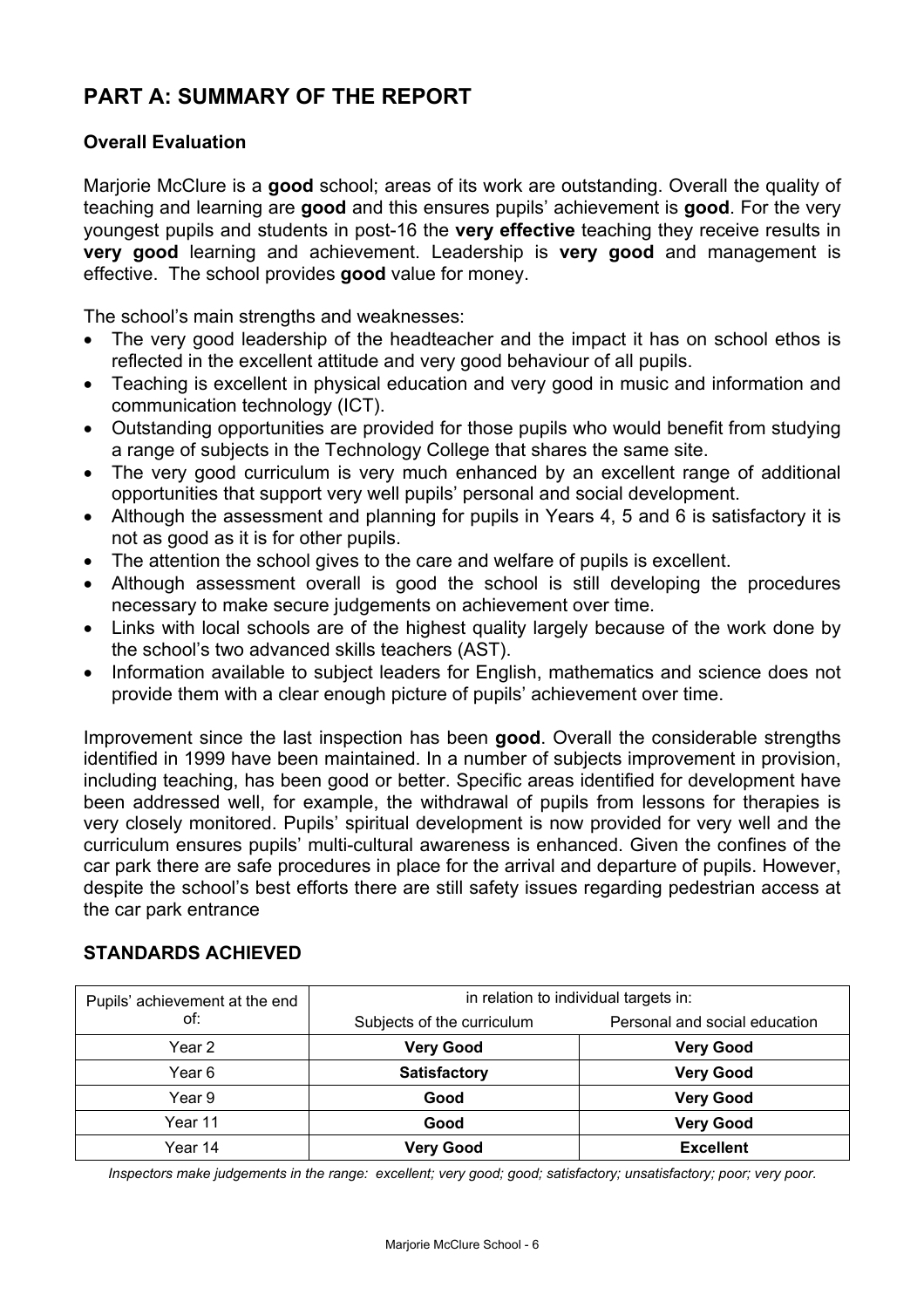# PART A: SUMMARY OF THE REPORT

### Overall Evaluation

Marjorie McClure is a **good** school; areas of its work are outstanding. Overall the quality of teaching and learning are **good** and this ensures pupils' achievement is **good**. For the very youngest pupils and students in post-16 the **very effective** teaching they receive results in **very good** learning and achievement. Leadership is **very good** and management is effective. The school provides **good** value for money.

The school's main strengths and weaknesses:

- The very good leadership of the headteacher and the impact it has on school ethos is reflected in the excellent attitude and very good behaviour of all pupils.
- Teaching is excellent in physical education and very good in music and information and communication technology (ICT).
- Outstanding opportunities are provided for those pupils who would benefit from studying a range of subjects in the Technology College that shares the same site.
- The very good curriculum is very much enhanced by an excellent range of additional opportunities that support very well pupils' personal and social development.
- Although the assessment and planning for pupils in Years 4, 5 and 6 is satisfactory it is not as good as it is for other pupils.
- The attention the school gives to the care and welfare of pupils is excellent.
- Although assessment overall is good the school is still developing the procedures necessary to make secure judgements on achievement over time.
- Links with local schools are of the highest quality largely because of the work done by the school's two advanced skills teachers (AST).
- Information available to subject leaders for English, mathematics and science does not provide them with a clear enough picture of pupils' achievement over time.

Improvement since the last inspection has been **good**. Overall the considerable strengths identified in 1999 have been maintained. In a number of subjects improvement in provision, including teaching, has been good or better. Specific areas identified for development have been addressed well, for example, the withdrawal of pupils from lessons for therapies is very closely monitored. Pupils' spiritual development is now provided for very well and the curriculum ensures pupils' multi-cultural awareness is enhanced. Given the confines of the car park there are safe procedures in place for the arrival and departure of pupils. However, despite the school's best efforts there are still safety issues regarding pedestrian access at the car park entrance

## STANDARDS ACHIEVED

| Pupils' achievement at the end of: | in relation to individual targets in: | |
|---|---|---|
| | Subjects of the curriculum | Personal and social education |
| Year 2 | **Very Good** | **Very Good** |
| Year 6 | **Satisfactory** | **Very Good** |
| Year 9 | **Good** | **Very Good** |
| Year 11 | **Good** | **Very Good** |
| Year 14 | **Very Good** | **Excellent** |

*Inspectors make judgements in the range: excellent; very good; good; satisfactory; unsatisfactory; poor; very poor.*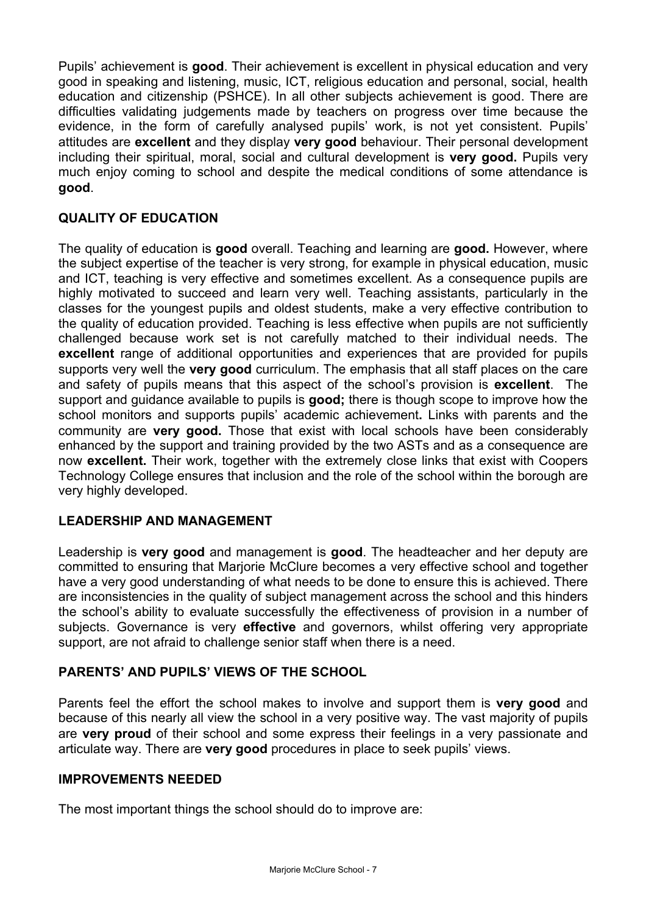Pupils' achievement is **good**. Their achievement is excellent in physical education and very good in speaking and listening, music, ICT, religious education and personal, social, health education and citizenship (PSHCE). In all other subjects achievement is good. There are difficulties validating judgements made by teachers on progress over time because the evidence, in the form of carefully analysed pupils' work, is not yet consistent. Pupils' attitudes are **excellent** and they display **very good** behaviour. Their personal development including their spiritual, moral, social and cultural development is **very good.** Pupils very much enjoy coming to school and despite the medical conditions of some attendance is **good**.

## QUALITY OF EDUCATION

The quality of education is **good** overall. Teaching and learning are **good.** However, where the subject expertise of the teacher is very strong, for example in physical education, music and ICT, teaching is very effective and sometimes excellent. As a consequence pupils are highly motivated to succeed and learn very well. Teaching assistants, particularly in the classes for the youngest pupils and oldest students, make a very effective contribution to the quality of education provided. Teaching is less effective when pupils are not sufficiently challenged because work set is not carefully matched to their individual needs. The **excellent** range of additional opportunities and experiences that are provided for pupils supports very well the **very good** curriculum. The emphasis that all staff places on the care and safety of pupils means that this aspect of the school's provision is **excellent**. The support and guidance available to pupils is **good;** there is though scope to improve how the school monitors and supports pupils' academic achievement**.** Links with parents and the community are **very good.** Those that exist with local schools have been considerably enhanced by the support and training provided by the two ASTs and as a consequence are now **excellent.** Their work, together with the extremely close links that exist with Coopers Technology College ensures that inclusion and the role of the school within the borough are very highly developed.

## LEADERSHIP AND MANAGEMENT

Leadership is **very good** and management is **good**. The headteacher and her deputy are committed to ensuring that Marjorie McClure becomes a very effective school and together have a very good understanding of what needs to be done to ensure this is achieved. There are inconsistencies in the quality of subject management across the school and this hinders the school's ability to evaluate successfully the effectiveness of provision in a number of subjects. Governance is very **effective** and governors, whilst offering very appropriate support, are not afraid to challenge senior staff when there is a need.

## PARENTS' AND PUPILS' VIEWS OF THE SCHOOL

Parents feel the effort the school makes to involve and support them is **very good** and because of this nearly all view the school in a very positive way. The vast majority of pupils are **very proud** of their school and some express their feelings in a very passionate and articulate way. There are **very good** procedures in place to seek pupils' views.

## IMPROVEMENTS NEEDED

The most important things the school should do to improve are: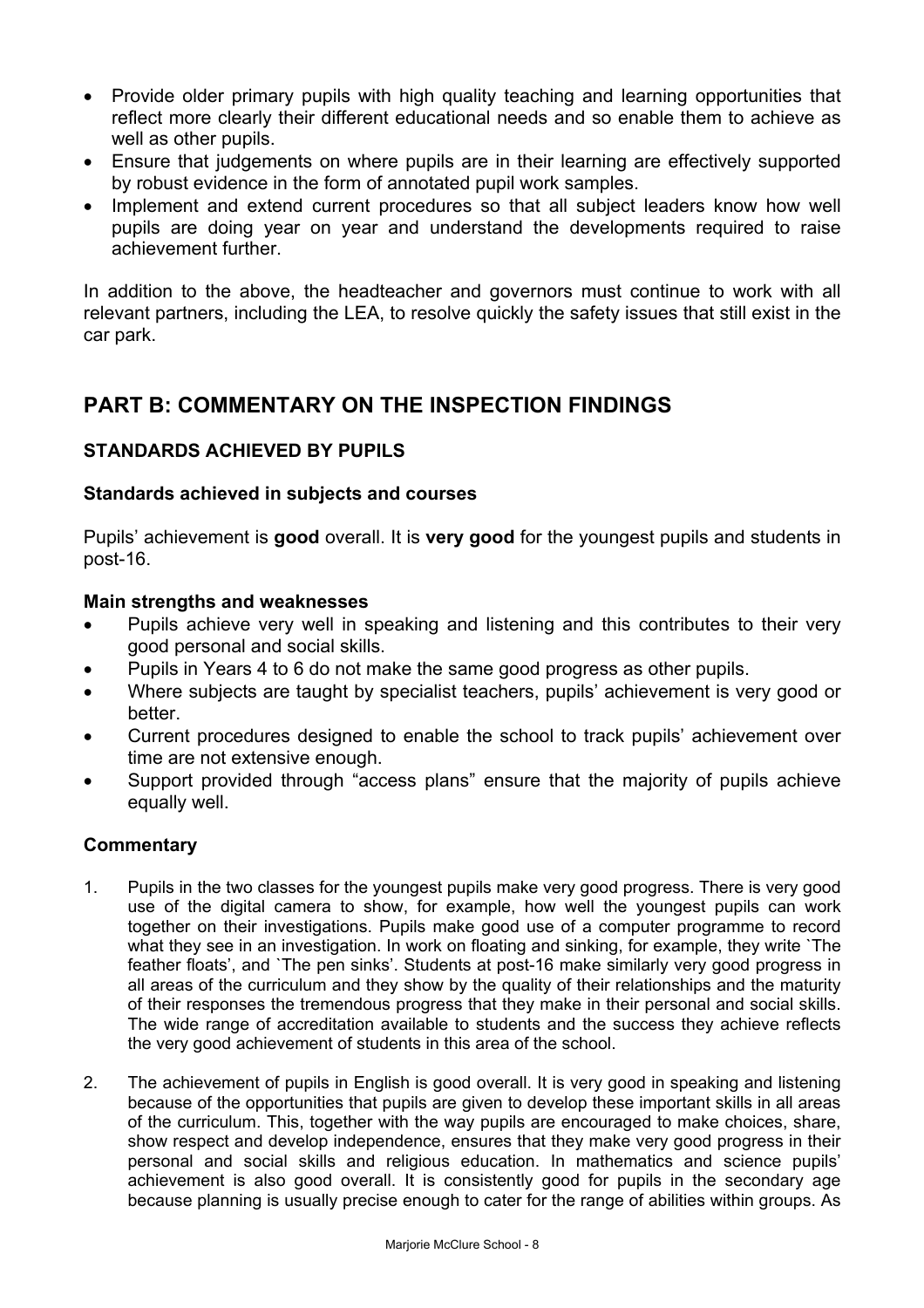- Provide older primary pupils with high quality teaching and learning opportunities that reflect more clearly their different educational needs and so enable them to achieve as well as other pupils.
- Ensure that judgements on where pupils are in their learning are effectively supported by robust evidence in the form of annotated pupil work samples.
- Implement and extend current procedures so that all subject leaders know how well pupils are doing year on year and understand the developments required to raise achievement further.

In addition to the above, the headteacher and governors must continue to work with all relevant partners, including the LEA, to resolve quickly the safety issues that still exist in the car park.

## PART B: COMMENTARY ON THE INSPECTION FINDINGS

### STANDARDS ACHIEVED BY PUPILS

#### Standards achieved in subjects and courses

Pupils' achievement is **good** overall. It is **very good** for the youngest pupils and students in post-16.

#### Main strengths and weaknesses

- Pupils achieve very well in speaking and listening and this contributes to their very good personal and social skills.
- Pupils in Years 4 to 6 do not make the same good progress as other pupils.
- Where subjects are taught by specialist teachers, pupils' achievement is very good or better.
- Current procedures designed to enable the school to track pupils' achievement over time are not extensive enough.
- Support provided through "access plans" ensure that the majority of pupils achieve equally well.

#### Commentary

1. Pupils in the two classes for the youngest pupils make very good progress. There is very good use of the digital camera to show, for example, how well the youngest pupils can work together on their investigations. Pupils make good use of a computer programme to record what they see in an investigation. In work on floating and sinking, for example, they write `The feather floats', and `The pen sinks'. Students at post-16 make similarly very good progress in all areas of the curriculum and they show by the quality of their relationships and the maturity of their responses the tremendous progress that they make in their personal and social skills. The wide range of accreditation available to students and the success they achieve reflects the very good achievement of students in this area of the school.

2. The achievement of pupils in English is good overall. It is very good in speaking and listening because of the opportunities that pupils are given to develop these important skills in all areas of the curriculum. This, together with the way pupils are encouraged to make choices, share, show respect and develop independence, ensures that they make very good progress in their personal and social skills and religious education. In mathematics and science pupils' achievement is also good overall. It is consistently good for pupils in the secondary age because planning is usually precise enough to cater for the range of abilities within groups. As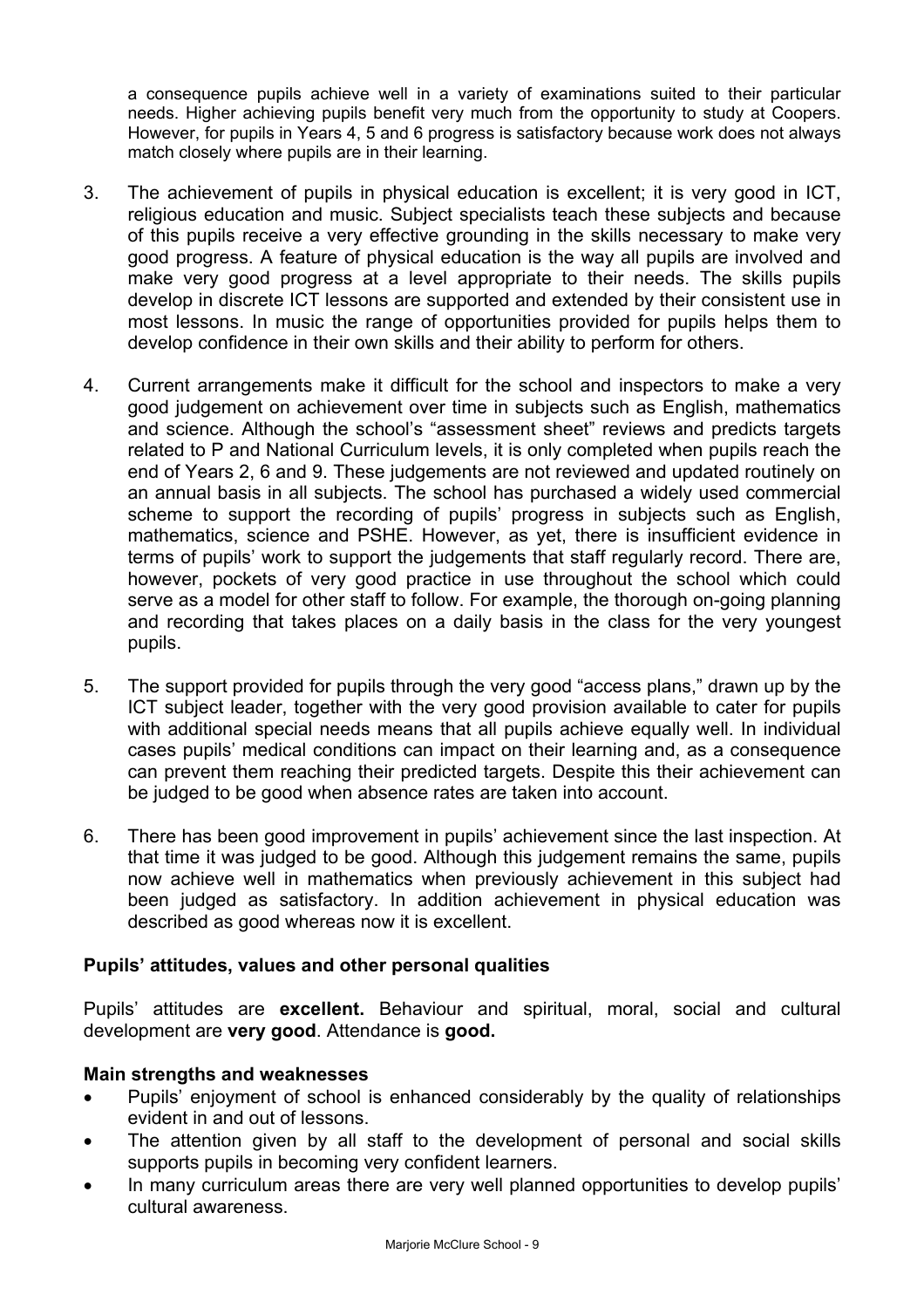a consequence pupils achieve well in a variety of examinations suited to their particular needs. Higher achieving pupils benefit very much from the opportunity to study at Coopers. However, for pupils in Years 4, 5 and 6 progress is satisfactory because work does not always match closely where pupils are in their learning.

3. The achievement of pupils in physical education is excellent; it is very good in ICT, religious education and music. Subject specialists teach these subjects and because of this pupils receive a very effective grounding in the skills necessary to make very good progress. A feature of physical education is the way all pupils are involved and make very good progress at a level appropriate to their needs. The skills pupils develop in discrete ICT lessons are supported and extended by their consistent use in most lessons. In music the range of opportunities provided for pupils helps them to develop confidence in their own skills and their ability to perform for others.

4. Current arrangements make it difficult for the school and inspectors to make a very good judgement on achievement over time in subjects such as English, mathematics and science. Although the school's "assessment sheet" reviews and predicts targets related to P and National Curriculum levels, it is only completed when pupils reach the end of Years 2, 6 and 9. These judgements are not reviewed and updated routinely on an annual basis in all subjects. The school has purchased a widely used commercial scheme to support the recording of pupils' progress in subjects such as English, mathematics, science and PSHE. However, as yet, there is insufficient evidence in terms of pupils' work to support the judgements that staff regularly record. There are, however, pockets of very good practice in use throughout the school which could serve as a model for other staff to follow. For example, the thorough on-going planning and recording that takes places on a daily basis in the class for the very youngest pupils.

5. The support provided for pupils through the very good "access plans," drawn up by the ICT subject leader, together with the very good provision available to cater for pupils with additional special needs means that all pupils achieve equally well. In individual cases pupils' medical conditions can impact on their learning and, as a consequence can prevent them reaching their predicted targets. Despite this their achievement can be judged to be good when absence rates are taken into account.

6. There has been good improvement in pupils' achievement since the last inspection. At that time it was judged to be good. Although this judgement remains the same, pupils now achieve well in mathematics when previously achievement in this subject had been judged as satisfactory. In addition achievement in physical education was described as good whereas now it is excellent.

### Pupils' attitudes, values and other personal qualities

Pupils' attitudes are **excellent.** Behaviour and spiritual, moral, social and cultural development are **very good**. Attendance is **good.**

#### Main strengths and weaknesses

- Pupils' enjoyment of school is enhanced considerably by the quality of relationships evident in and out of lessons.
- The attention given by all staff to the development of personal and social skills supports pupils in becoming very confident learners.
- In many curriculum areas there are very well planned opportunities to develop pupils' cultural awareness.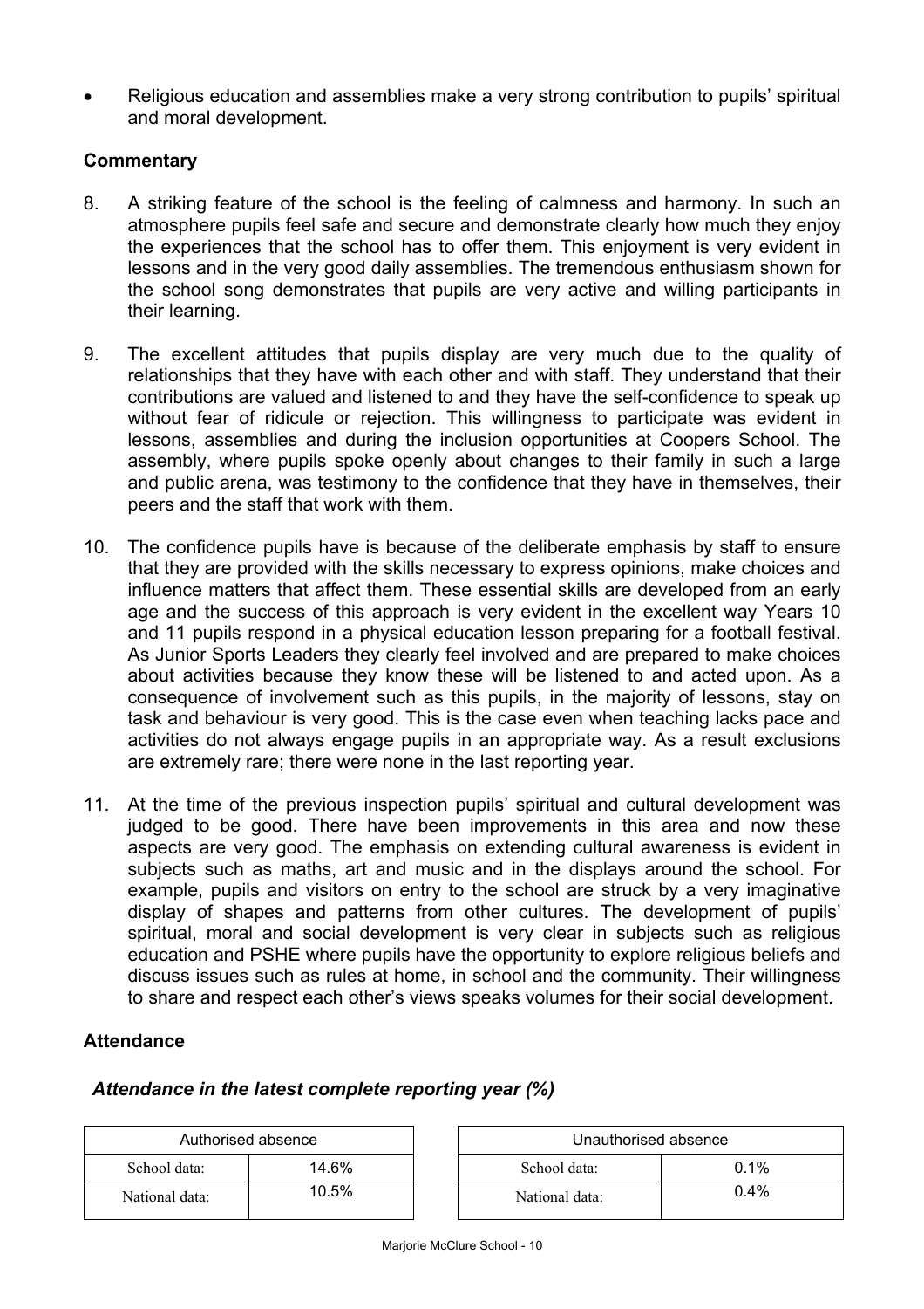- Religious education and assemblies make a very strong contribution to pupils' spiritual and moral development.

**Commentary**

8. A striking feature of the school is the feeling of calmness and harmony. In such an atmosphere pupils feel safe and secure and demonstrate clearly how much they enjoy the experiences that the school has to offer them. This enjoyment is very evident in lessons and in the very good daily assemblies. The tremendous enthusiasm shown for the school song demonstrates that pupils are very active and willing participants in their learning.

9. The excellent attitudes that pupils display are very much due to the quality of relationships that they have with each other and with staff. They understand that their contributions are valued and listened to and they have the self-confidence to speak up without fear of ridicule or rejection. This willingness to participate was evident in lessons, assemblies and during the inclusion opportunities at Coopers School. The assembly, where pupils spoke openly about changes to their family in such a large and public arena, was testimony to the confidence that they have in themselves, their peers and the staff that work with them.

10. The confidence pupils have is because of the deliberate emphasis by staff to ensure that they are provided with the skills necessary to express opinions, make choices and influence matters that affect them. These essential skills are developed from an early age and the success of this approach is very evident in the excellent way Years 10 and 11 pupils respond in a physical education lesson preparing for a football festival. As Junior Sports Leaders they clearly feel involved and are prepared to make choices about activities because they know these will be listened to and acted upon. As a consequence of involvement such as this pupils, in the majority of lessons, stay on task and behaviour is very good. This is the case even when teaching lacks pace and activities do not always engage pupils in an appropriate way. As a result exclusions are extremely rare; there were none in the last reporting year.

11. At the time of the previous inspection pupils' spiritual and cultural development was judged to be good. There have been improvements in this area and now these aspects are very good. The emphasis on extending cultural awareness is evident in subjects such as maths, art and music and in the displays around the school. For example, pupils and visitors on entry to the school are struck by a very imaginative display of shapes and patterns from other cultures. The development of pupils' spiritual, moral and social development is very clear in subjects such as religious education and PSHE where pupils have the opportunity to explore religious beliefs and discuss issues such as rules at home, in school and the community. Their willingness to share and respect each other's views speaks volumes for their social development.

**Attendance**

***Attendance in the latest complete reporting year (%)***

| Authorised absence | |
|---|---|
| School data: | 14.6% |
| National data: | 10.5% |

| Unauthorised absence | |
|---|---|
| School data: | 0.1% |
| National data: | 0.4% |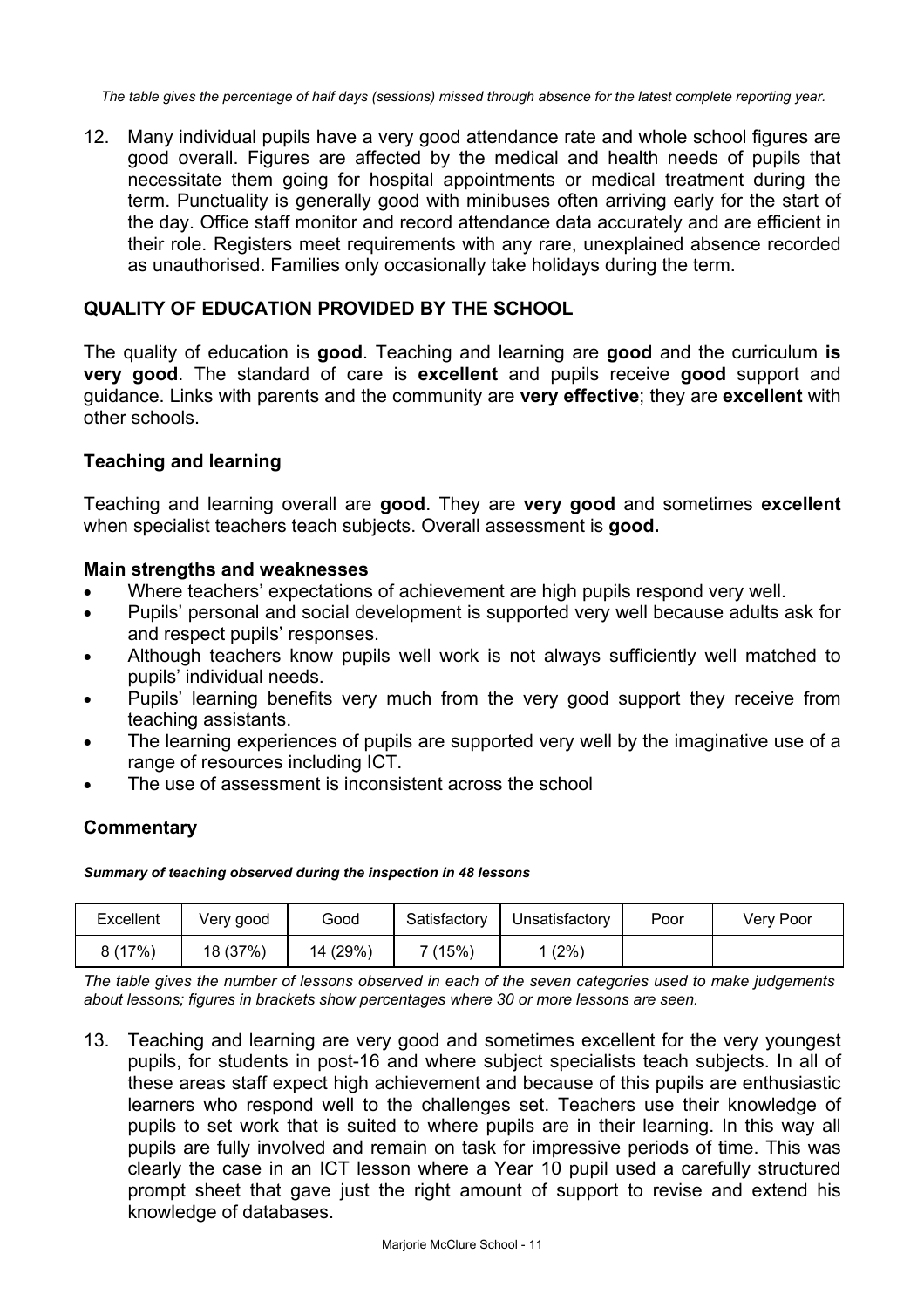*The table gives the percentage of half days (sessions) missed through absence for the latest complete reporting year.*

12. Many individual pupils have a very good attendance rate and whole school figures are good overall. Figures are affected by the medical and health needs of pupils that necessitate them going for hospital appointments or medical treatment during the term. Punctuality is generally good with minibuses often arriving early for the start of the day. Office staff monitor and record attendance data accurately and are efficient in their role. Registers meet requirements with any rare, unexplained absence recorded as unauthorised. Families only occasionally take holidays during the term.

## QUALITY OF EDUCATION PROVIDED BY THE SCHOOL

The quality of education is **good**. Teaching and learning are **good** and the curriculum **is very good**. The standard of care is **excellent** and pupils receive **good** support and guidance. Links with parents and the community are **very effective**; they are **excellent** with other schools.

### Teaching and learning

Teaching and learning overall are **good**. They are **very good** and sometimes **excellent** when specialist teachers teach subjects. Overall assessment is **good.**

#### Main strengths and weaknesses

- Where teachers' expectations of achievement are high pupils respond very well.
- Pupils' personal and social development is supported very well because adults ask for and respect pupils' responses.
- Although teachers know pupils well work is not always sufficiently well matched to pupils' individual needs.
- Pupils' learning benefits very much from the very good support they receive from teaching assistants.
- The learning experiences of pupils are supported very well by the imaginative use of a range of resources including ICT.
- The use of assessment is inconsistent across the school

### Commentary

***Summary of teaching observed during the inspection in 48 lessons***

| Excellent | Very good | Good | Satisfactory | Unsatisfactory | Poor | Very Poor |
|---|---|---|---|---|---|---|
| 8 (17%) | 18 (37%) | 14 (29%) | 7 (15%) | 1 (2%) | | |

*The table gives the number of lessons observed in each of the seven categories used to make judgements about lessons; figures in brackets show percentages where 30 or more lessons are seen.*

13. Teaching and learning are very good and sometimes excellent for the very youngest pupils, for students in post-16 and where subject specialists teach subjects. In all of these areas staff expect high achievement and because of this pupils are enthusiastic learners who respond well to the challenges set. Teachers use their knowledge of pupils to set work that is suited to where pupils are in their learning. In this way all pupils are fully involved and remain on task for impressive periods of time. This was clearly the case in an ICT lesson where a Year 10 pupil used a carefully structured prompt sheet that gave just the right amount of support to revise and extend his knowledge of databases.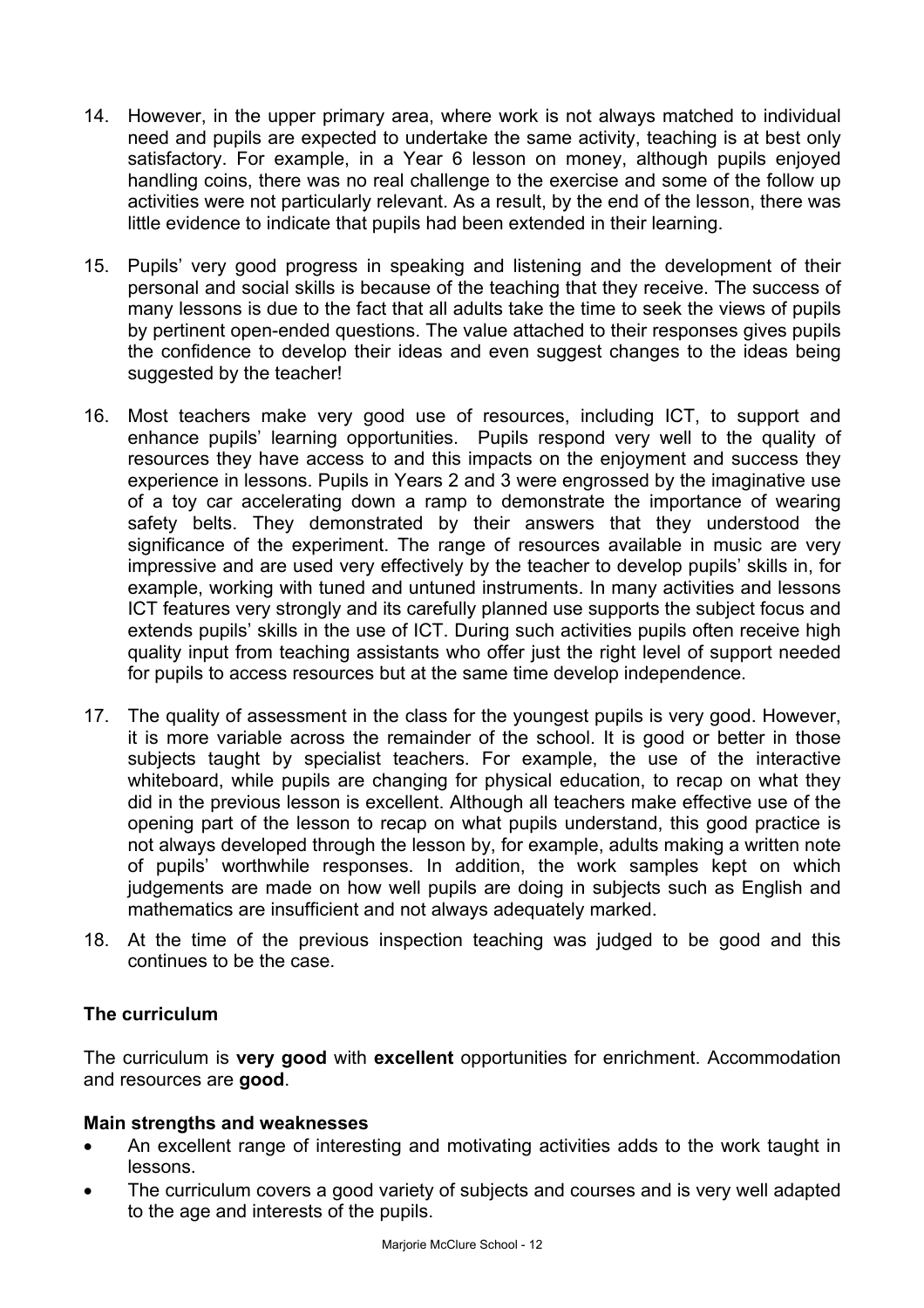14. However, in the upper primary area, where work is not always matched to individual need and pupils are expected to undertake the same activity, teaching is at best only satisfactory. For example, in a Year 6 lesson on money, although pupils enjoyed handling coins, there was no real challenge to the exercise and some of the follow up activities were not particularly relevant. As a result, by the end of the lesson, there was little evidence to indicate that pupils had been extended in their learning.

15. Pupils' very good progress in speaking and listening and the development of their personal and social skills is because of the teaching that they receive. The success of many lessons is due to the fact that all adults take the time to seek the views of pupils by pertinent open-ended questions. The value attached to their responses gives pupils the confidence to develop their ideas and even suggest changes to the ideas being suggested by the teacher!

16. Most teachers make very good use of resources, including ICT, to support and enhance pupils' learning opportunities. Pupils respond very well to the quality of resources they have access to and this impacts on the enjoyment and success they experience in lessons. Pupils in Years 2 and 3 were engrossed by the imaginative use of a toy car accelerating down a ramp to demonstrate the importance of wearing safety belts. They demonstrated by their answers that they understood the significance of the experiment. The range of resources available in music are very impressive and are used very effectively by the teacher to develop pupils' skills in, for example, working with tuned and untuned instruments. In many activities and lessons ICT features very strongly and its carefully planned use supports the subject focus and extends pupils' skills in the use of ICT. During such activities pupils often receive high quality input from teaching assistants who offer just the right level of support needed for pupils to access resources but at the same time develop independence.

17. The quality of assessment in the class for the youngest pupils is very good. However, it is more variable across the remainder of the school. It is good or better in those subjects taught by specialist teachers. For example, the use of the interactive whiteboard, while pupils are changing for physical education, to recap on what they did in the previous lesson is excellent. Although all teachers make effective use of the opening part of the lesson to recap on what pupils understand, this good practice is not always developed through the lesson by, for example, adults making a written note of pupils' worthwhile responses. In addition, the work samples kept on which judgements are made on how well pupils are doing in subjects such as English and mathematics are insufficient and not always adequately marked.

18. At the time of the previous inspection teaching was judged to be good and this continues to be the case.

### The curriculum

The curriculum is **very good** with **excellent** opportunities for enrichment. Accommodation and resources are **good**.

#### Main strengths and weaknesses

- An excellent range of interesting and motivating activities adds to the work taught in lessons.
- The curriculum covers a good variety of subjects and courses and is very well adapted to the age and interests of the pupils.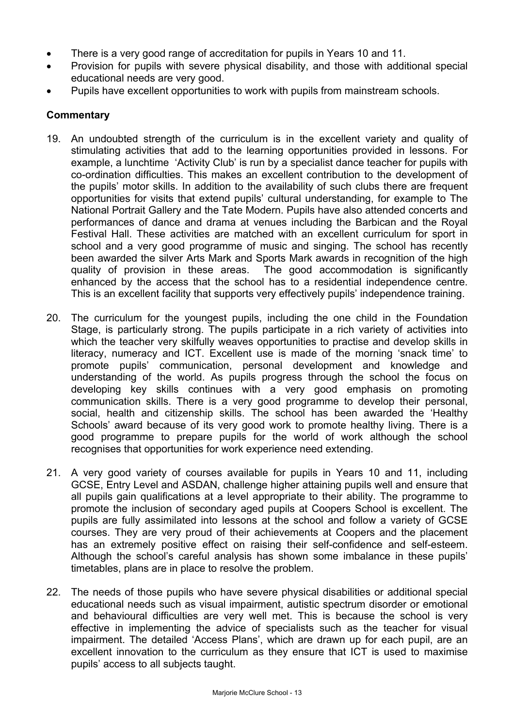- There is a very good range of accreditation for pupils in Years 10 and 11.
- Provision for pupils with severe physical disability, and those with additional special educational needs are very good.
- Pupils have excellent opportunities to work with pupils from mainstream schools.

### Commentary

19. An undoubted strength of the curriculum is in the excellent variety and quality of stimulating activities that add to the learning opportunities provided in lessons. For example, a lunchtime 'Activity Club' is run by a specialist dance teacher for pupils with co-ordination difficulties. This makes an excellent contribution to the development of the pupils' motor skills. In addition to the availability of such clubs there are frequent opportunities for visits that extend pupils' cultural understanding, for example to The National Portrait Gallery and the Tate Modern. Pupils have also attended concerts and performances of dance and drama at venues including the Barbican and the Royal Festival Hall. These activities are matched with an excellent curriculum for sport in school and a very good programme of music and singing. The school has recently been awarded the silver Arts Mark and Sports Mark awards in recognition of the high quality of provision in these areas. The good accommodation is significantly enhanced by the access that the school has to a residential independence centre. This is an excellent facility that supports very effectively pupils' independence training.

20. The curriculum for the youngest pupils, including the one child in the Foundation Stage, is particularly strong. The pupils participate in a rich variety of activities into which the teacher very skilfully weaves opportunities to practise and develop skills in literacy, numeracy and ICT. Excellent use is made of the morning 'snack time' to promote pupils' communication, personal development and knowledge and understanding of the world. As pupils progress through the school the focus on developing key skills continues with a very good emphasis on promoting communication skills. There is a very good programme to develop their personal, social, health and citizenship skills. The school has been awarded the 'Healthy Schools' award because of its very good work to promote healthy living. There is a good programme to prepare pupils for the world of work although the school recognises that opportunities for work experience need extending.

21. A very good variety of courses available for pupils in Years 10 and 11, including GCSE, Entry Level and ASDAN, challenge higher attaining pupils well and ensure that all pupils gain qualifications at a level appropriate to their ability. The programme to promote the inclusion of secondary aged pupils at Coopers School is excellent. The pupils are fully assimilated into lessons at the school and follow a variety of GCSE courses. They are very proud of their achievements at Coopers and the placement has an extremely positive effect on raising their self-confidence and self-esteem. Although the school's careful analysis has shown some imbalance in these pupils' timetables, plans are in place to resolve the problem.

22. The needs of those pupils who have severe physical disabilities or additional special educational needs such as visual impairment, autistic spectrum disorder or emotional and behavioural difficulties are very well met. This is because the school is very effective in implementing the advice of specialists such as the teacher for visual impairment. The detailed 'Access Plans', which are drawn up for each pupil, are an excellent innovation to the curriculum as they ensure that ICT is used to maximise pupils' access to all subjects taught.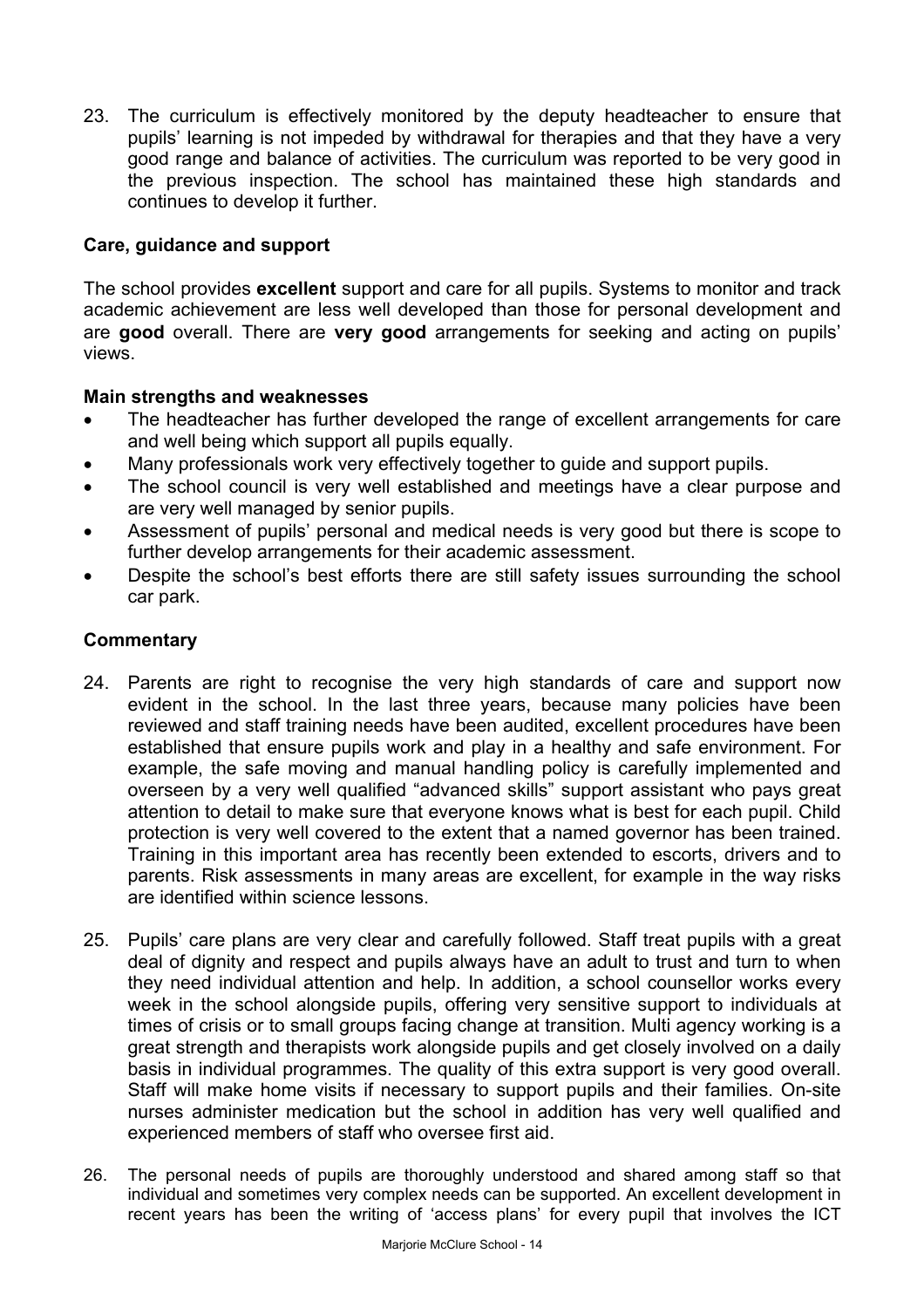23. The curriculum is effectively monitored by the deputy headteacher to ensure that pupils' learning is not impeded by withdrawal for therapies and that they have a very good range and balance of activities. The curriculum was reported to be very good in the previous inspection. The school has maintained these high standards and continues to develop it further.

## Care, guidance and support

The school provides **excellent** support and care for all pupils. Systems to monitor and track academic achievement are less well developed than those for personal development and are **good** overall. There are **very good** arrangements for seeking and acting on pupils' views.

### Main strengths and weaknesses

- The headteacher has further developed the range of excellent arrangements for care and well being which support all pupils equally.
- Many professionals work very effectively together to guide and support pupils.
- The school council is very well established and meetings have a clear purpose and are very well managed by senior pupils.
- Assessment of pupils' personal and medical needs is very good but there is scope to further develop arrangements for their academic assessment.
- Despite the school's best efforts there are still safety issues surrounding the school car park.

### Commentary

24. Parents are right to recognise the very high standards of care and support now evident in the school. In the last three years, because many policies have been reviewed and staff training needs have been audited, excellent procedures have been established that ensure pupils work and play in a healthy and safe environment. For example, the safe moving and manual handling policy is carefully implemented and overseen by a very well qualified "advanced skills" support assistant who pays great attention to detail to make sure that everyone knows what is best for each pupil. Child protection is very well covered to the extent that a named governor has been trained. Training in this important area has recently been extended to escorts, drivers and to parents. Risk assessments in many areas are excellent, for example in the way risks are identified within science lessons.

25. Pupils' care plans are very clear and carefully followed. Staff treat pupils with a great deal of dignity and respect and pupils always have an adult to trust and turn to when they need individual attention and help. In addition, a school counsellor works every week in the school alongside pupils, offering very sensitive support to individuals at times of crisis or to small groups facing change at transition. Multi agency working is a great strength and therapists work alongside pupils and get closely involved on a daily basis in individual programmes. The quality of this extra support is very good overall. Staff will make home visits if necessary to support pupils and their families. On-site nurses administer medication but the school in addition has very well qualified and experienced members of staff who oversee first aid.

26. The personal needs of pupils are thoroughly understood and shared among staff so that individual and sometimes very complex needs can be supported. An excellent development in recent years has been the writing of 'access plans' for every pupil that involves the ICT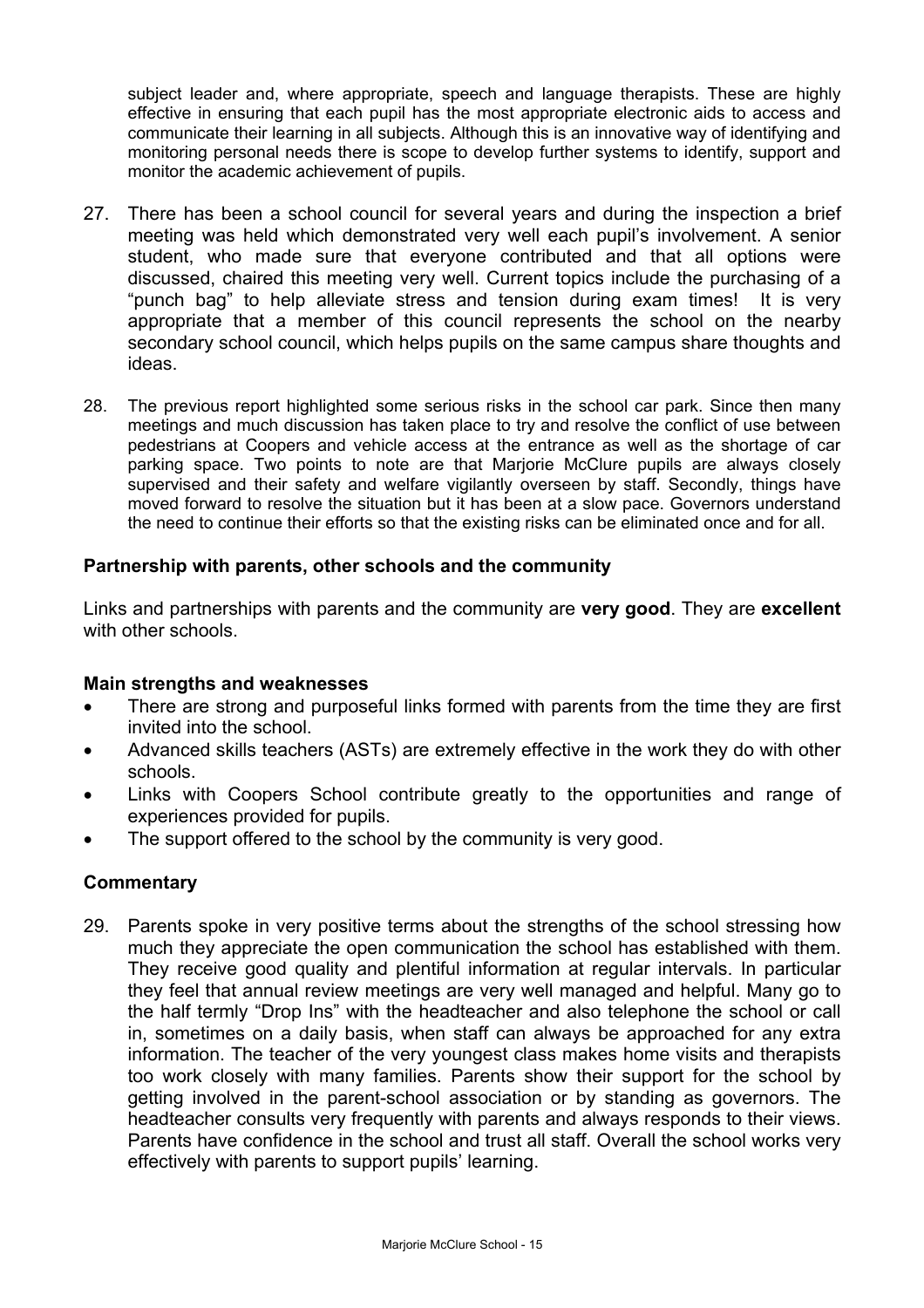subject leader and, where appropriate, speech and language therapists. These are highly effective in ensuring that each pupil has the most appropriate electronic aids to access and communicate their learning in all subjects. Although this is an innovative way of identifying and monitoring personal needs there is scope to develop further systems to identify, support and monitor the academic achievement of pupils.

27. There has been a school council for several years and during the inspection a brief meeting was held which demonstrated very well each pupil's involvement. A senior student, who made sure that everyone contributed and that all options were discussed, chaired this meeting very well. Current topics include the purchasing of a "punch bag" to help alleviate stress and tension during exam times! It is very appropriate that a member of this council represents the school on the nearby secondary school council, which helps pupils on the same campus share thoughts and ideas.

28. The previous report highlighted some serious risks in the school car park. Since then many meetings and much discussion has taken place to try and resolve the conflict of use between pedestrians at Coopers and vehicle access at the entrance as well as the shortage of car parking space. Two points to note are that Marjorie McClure pupils are always closely supervised and their safety and welfare vigilantly overseen by staff. Secondly, things have moved forward to resolve the situation but it has been at a slow pace. Governors understand the need to continue their efforts so that the existing risks can be eliminated once and for all.

### Partnership with parents, other schools and the community

Links and partnerships with parents and the community are **very good**. They are **excellent** with other schools.

#### Main strengths and weaknesses

- There are strong and purposeful links formed with parents from the time they are first invited into the school.
- Advanced skills teachers (ASTs) are extremely effective in the work they do with other schools.
- Links with Coopers School contribute greatly to the opportunities and range of experiences provided for pupils.
- The support offered to the school by the community is very good.

#### Commentary

29. Parents spoke in very positive terms about the strengths of the school stressing how much they appreciate the open communication the school has established with them. They receive good quality and plentiful information at regular intervals. In particular they feel that annual review meetings are very well managed and helpful. Many go to the half termly "Drop Ins" with the headteacher and also telephone the school or call in, sometimes on a daily basis, when staff can always be approached for any extra information. The teacher of the very youngest class makes home visits and therapists too work closely with many families. Parents show their support for the school by getting involved in the parent-school association or by standing as governors. The headteacher consults very frequently with parents and always responds to their views. Parents have confidence in the school and trust all staff. Overall the school works very effectively with parents to support pupils' learning.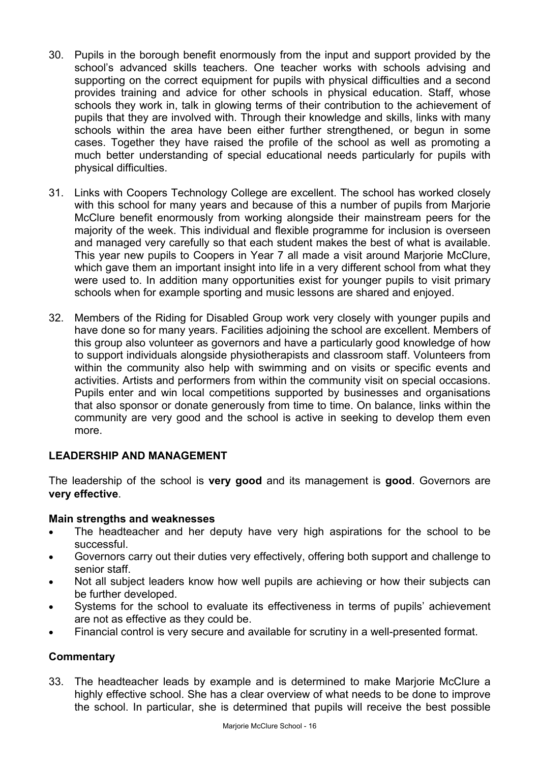30. Pupils in the borough benefit enormously from the input and support provided by the school's advanced skills teachers. One teacher works with schools advising and supporting on the correct equipment for pupils with physical difficulties and a second provides training and advice for other schools in physical education. Staff, whose schools they work in, talk in glowing terms of their contribution to the achievement of pupils that they are involved with. Through their knowledge and skills, links with many schools within the area have been either further strengthened, or begun in some cases. Together they have raised the profile of the school as well as promoting a much better understanding of special educational needs particularly for pupils with physical difficulties.

31. Links with Coopers Technology College are excellent. The school has worked closely with this school for many years and because of this a number of pupils from Marjorie McClure benefit enormously from working alongside their mainstream peers for the majority of the week. This individual and flexible programme for inclusion is overseen and managed very carefully so that each student makes the best of what is available. This year new pupils to Coopers in Year 7 all made a visit around Marjorie McClure, which gave them an important insight into life in a very different school from what they were used to. In addition many opportunities exist for younger pupils to visit primary schools when for example sporting and music lessons are shared and enjoyed.

32. Members of the Riding for Disabled Group work very closely with younger pupils and have done so for many years. Facilities adjoining the school are excellent. Members of this group also volunteer as governors and have a particularly good knowledge of how to support individuals alongside physiotherapists and classroom staff. Volunteers from within the community also help with swimming and on visits or specific events and activities. Artists and performers from within the community visit on special occasions. Pupils enter and win local competitions supported by businesses and organisations that also sponsor or donate generously from time to time. On balance, links within the community are very good and the school is active in seeking to develop them even more.

## LEADERSHIP AND MANAGEMENT

The leadership of the school is **very good** and its management is **good**. Governors are **very effective**.

### Main strengths and weaknesses

- The headteacher and her deputy have very high aspirations for the school to be successful.
- Governors carry out their duties very effectively, offering both support and challenge to senior staff.
- Not all subject leaders know how well pupils are achieving or how their subjects can be further developed.
- Systems for the school to evaluate its effectiveness in terms of pupils' achievement are not as effective as they could be.
- Financial control is very secure and available for scrutiny in a well-presented format.

### Commentary

33. The headteacher leads by example and is determined to make Marjorie McClure a highly effective school. She has a clear overview of what needs to be done to improve the school. In particular, she is determined that pupils will receive the best possible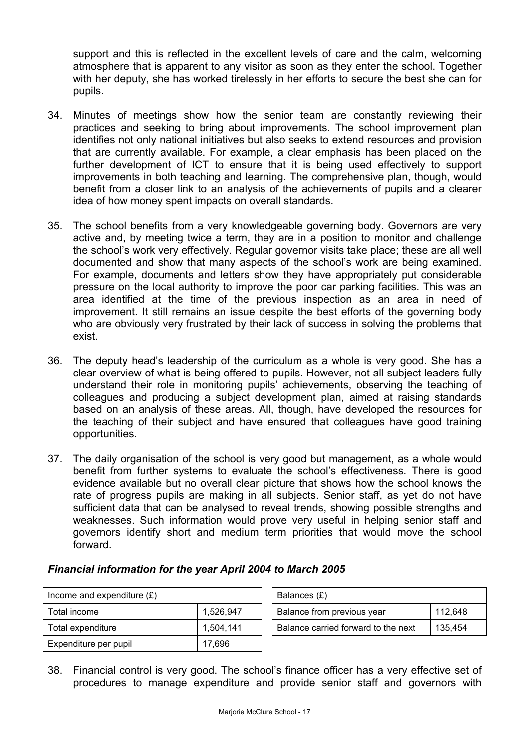support and this is reflected in the excellent levels of care and the calm, welcoming atmosphere that is apparent to any visitor as soon as they enter the school. Together with her deputy, she has worked tirelessly in her efforts to secure the best she can for pupils.

34. Minutes of meetings show how the senior team are constantly reviewing their practices and seeking to bring about improvements. The school improvement plan identifies not only national initiatives but also seeks to extend resources and provision that are currently available. For example, a clear emphasis has been placed on the further development of ICT to ensure that it is being used effectively to support improvements in both teaching and learning. The comprehensive plan, though, would benefit from a closer link to an analysis of the achievements of pupils and a clearer idea of how money spent impacts on overall standards.

35. The school benefits from a very knowledgeable governing body. Governors are very active and, by meeting twice a term, they are in a position to monitor and challenge the school's work very effectively. Regular governor visits take place; these are all well documented and show that many aspects of the school's work are being examined. For example, documents and letters show they have appropriately put considerable pressure on the local authority to improve the poor car parking facilities. This was an area identified at the time of the previous inspection as an area in need of improvement. It still remains an issue despite the best efforts of the governing body who are obviously very frustrated by their lack of success in solving the problems that exist.

36. The deputy head's leadership of the curriculum as a whole is very good. She has a clear overview of what is being offered to pupils. However, not all subject leaders fully understand their role in monitoring pupils' achievements, observing the teaching of colleagues and producing a subject development plan, aimed at raising standards based on an analysis of these areas. All, though, have developed the resources for the teaching of their subject and have ensured that colleagues have good training opportunities.

37. The daily organisation of the school is very good but management, as a whole would benefit from further systems to evaluate the school's effectiveness. There is good evidence available but no overall clear picture that shows how the school knows the rate of progress pupils are making in all subjects. Senior staff, as yet do not have sufficient data that can be analysed to reveal trends, showing possible strengths and weaknesses. Such information would prove very useful in helping senior staff and governors identify short and medium term priorities that would move the school forward.

### *Financial information for the year April 2004 to March 2005*

| Income and expenditure (£) | |
|---|---|
| Total income | 1,526,947 |
| Total expenditure | 1,504,141 |
| Expenditure per pupil | 17,696 |

| Balances (£) | |
|---|---|
| Balance from previous year | 112,648 |
| Balance carried forward to the next | 135,454 |

38. Financial control is very good. The school's finance officer has a very effective set of procedures to manage expenditure and provide senior staff and governors with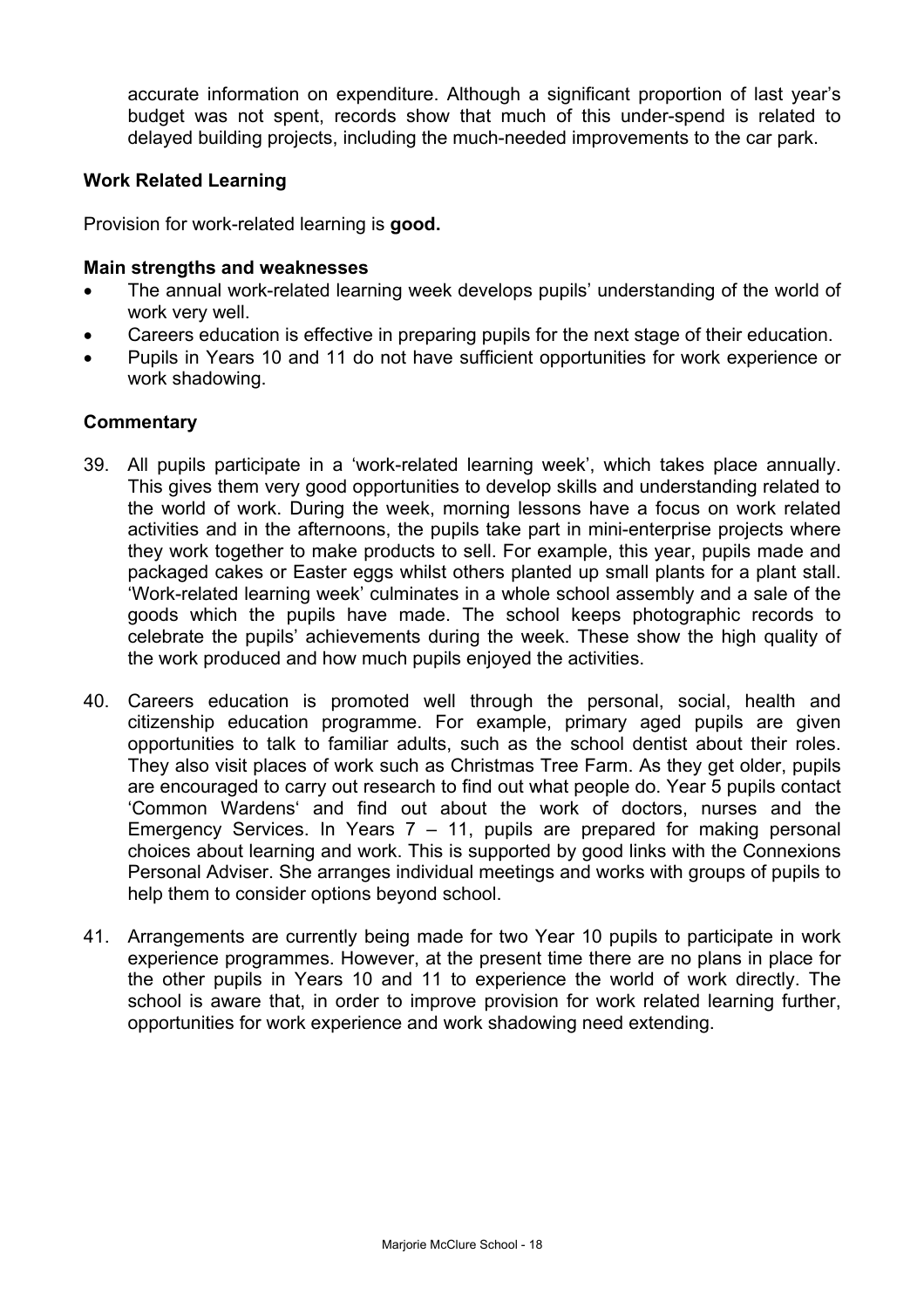accurate information on expenditure. Although a significant proportion of last year's budget was not spent, records show that much of this under-spend is related to delayed building projects, including the much-needed improvements to the car park.

### Work Related Learning

Provision for work-related learning is **good.**

#### Main strengths and weaknesses

- The annual work-related learning week develops pupils' understanding of the world of work very well.
- Careers education is effective in preparing pupils for the next stage of their education.
- Pupils in Years 10 and 11 do not have sufficient opportunities for work experience or work shadowing.

#### Commentary

39. All pupils participate in a 'work-related learning week', which takes place annually. This gives them very good opportunities to develop skills and understanding related to the world of work. During the week, morning lessons have a focus on work related activities and in the afternoons, the pupils take part in mini-enterprise projects where they work together to make products to sell. For example, this year, pupils made and packaged cakes or Easter eggs whilst others planted up small plants for a plant stall. 'Work-related learning week' culminates in a whole school assembly and a sale of the goods which the pupils have made. The school keeps photographic records to celebrate the pupils' achievements during the week. These show the high quality of the work produced and how much pupils enjoyed the activities.

40. Careers education is promoted well through the personal, social, health and citizenship education programme. For example, primary aged pupils are given opportunities to talk to familiar adults, such as the school dentist about their roles. They also visit places of work such as Christmas Tree Farm. As they get older, pupils are encouraged to carry out research to find out what people do. Year 5 pupils contact 'Common Wardens' and find out about the work of doctors, nurses and the Emergency Services. In Years 7 – 11, pupils are prepared for making personal choices about learning and work. This is supported by good links with the Connexions Personal Adviser. She arranges individual meetings and works with groups of pupils to help them to consider options beyond school.

41. Arrangements are currently being made for two Year 10 pupils to participate in work experience programmes. However, at the present time there are no plans in place for the other pupils in Years 10 and 11 to experience the world of work directly. The school is aware that, in order to improve provision for work related learning further, opportunities for work experience and work shadowing need extending.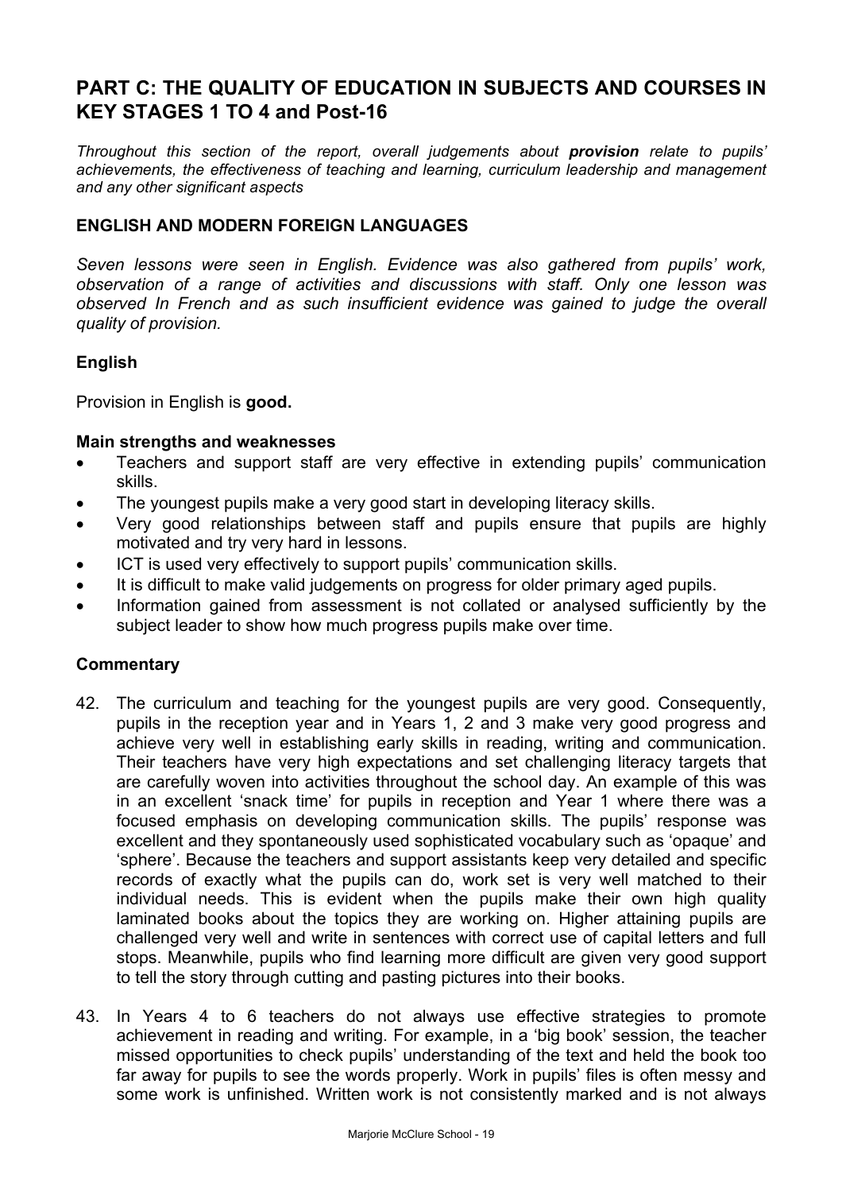# PART C: THE QUALITY OF EDUCATION IN SUBJECTS AND COURSES IN KEY STAGES 1 TO 4 and Post-16

*Throughout this section of the report, overall judgements about **provision** relate to pupils' achievements, the effectiveness of teaching and learning, curriculum leadership and management and any other significant aspects*

## ENGLISH AND MODERN FOREIGN LANGUAGES

*Seven lessons were seen in English. Evidence was also gathered from pupils' work, observation of a range of activities and discussions with staff. Only one lesson was observed In French and as such insufficient evidence was gained to judge the overall quality of provision.*

### English

Provision in English is **good.**

#### Main strengths and weaknesses

- Teachers and support staff are very effective in extending pupils' communication skills.
- The youngest pupils make a very good start in developing literacy skills.
- Very good relationships between staff and pupils ensure that pupils are highly motivated and try very hard in lessons.
- ICT is used very effectively to support pupils' communication skills.
- It is difficult to make valid judgements on progress for older primary aged pupils.
- Information gained from assessment is not collated or analysed sufficiently by the subject leader to show how much progress pupils make over time.

#### Commentary

42. The curriculum and teaching for the youngest pupils are very good. Consequently, pupils in the reception year and in Years 1, 2 and 3 make very good progress and achieve very well in establishing early skills in reading, writing and communication. Their teachers have very high expectations and set challenging literacy targets that are carefully woven into activities throughout the school day. An example of this was in an excellent 'snack time' for pupils in reception and Year 1 where there was a focused emphasis on developing communication skills. The pupils' response was excellent and they spontaneously used sophisticated vocabulary such as 'opaque' and 'sphere'. Because the teachers and support assistants keep very detailed and specific records of exactly what the pupils can do, work set is very well matched to their individual needs. This is evident when the pupils make their own high quality laminated books about the topics they are working on. Higher attaining pupils are challenged very well and write in sentences with correct use of capital letters and full stops. Meanwhile, pupils who find learning more difficult are given very good support to tell the story through cutting and pasting pictures into their books.

43. In Years 4 to 6 teachers do not always use effective strategies to promote achievement in reading and writing. For example, in a 'big book' session, the teacher missed opportunities to check pupils' understanding of the text and held the book too far away for pupils to see the words properly. Work in pupils' files is often messy and some work is unfinished. Written work is not consistently marked and is not always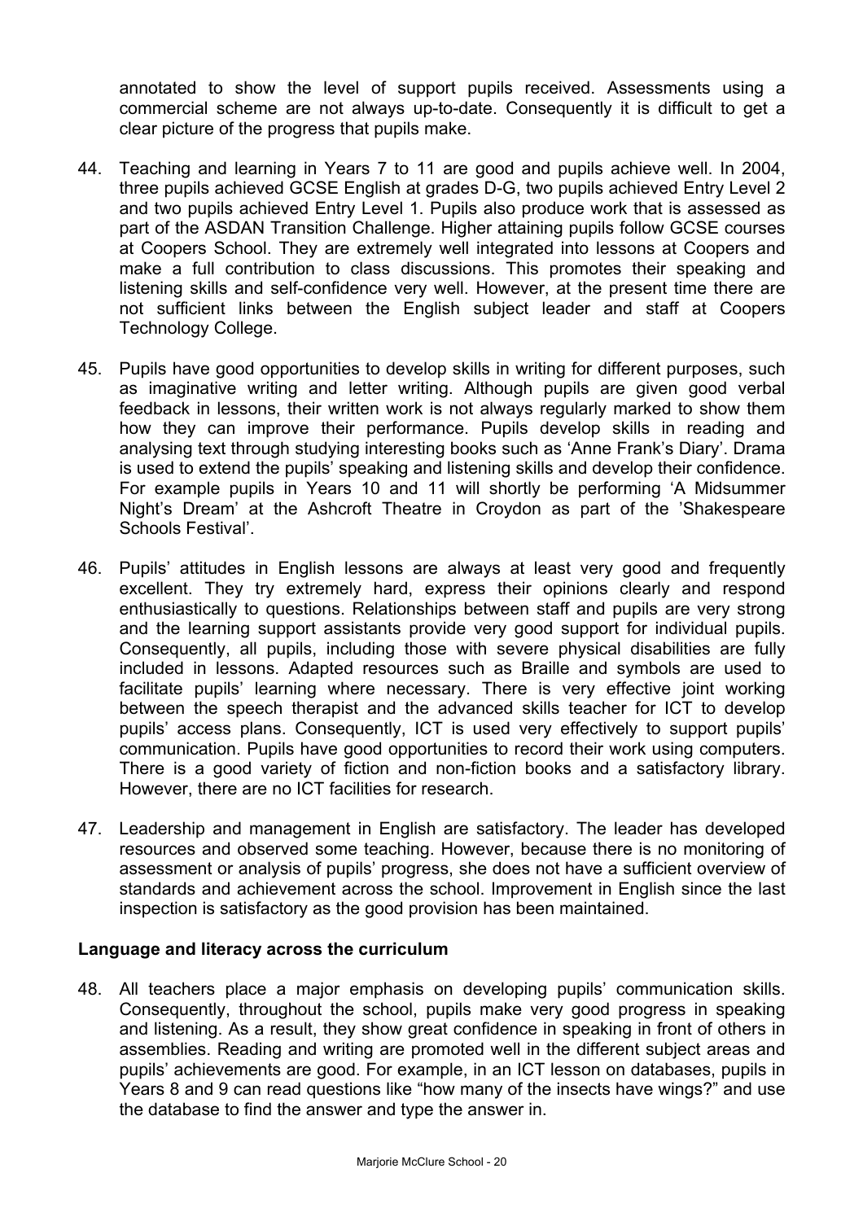annotated to show the level of support pupils received. Assessments using a commercial scheme are not always up-to-date. Consequently it is difficult to get a clear picture of the progress that pupils make.

44. Teaching and learning in Years 7 to 11 are good and pupils achieve well. In 2004, three pupils achieved GCSE English at grades D-G, two pupils achieved Entry Level 2 and two pupils achieved Entry Level 1. Pupils also produce work that is assessed as part of the ASDAN Transition Challenge. Higher attaining pupils follow GCSE courses at Coopers School. They are extremely well integrated into lessons at Coopers and make a full contribution to class discussions. This promotes their speaking and listening skills and self-confidence very well. However, at the present time there are not sufficient links between the English subject leader and staff at Coopers Technology College.

45. Pupils have good opportunities to develop skills in writing for different purposes, such as imaginative writing and letter writing. Although pupils are given good verbal feedback in lessons, their written work is not always regularly marked to show them how they can improve their performance. Pupils develop skills in reading and analysing text through studying interesting books such as 'Anne Frank's Diary'. Drama is used to extend the pupils' speaking and listening skills and develop their confidence. For example pupils in Years 10 and 11 will shortly be performing 'A Midsummer Night's Dream' at the Ashcroft Theatre in Croydon as part of the 'Shakespeare Schools Festival'.

46. Pupils' attitudes in English lessons are always at least very good and frequently excellent. They try extremely hard, express their opinions clearly and respond enthusiastically to questions. Relationships between staff and pupils are very strong and the learning support assistants provide very good support for individual pupils. Consequently, all pupils, including those with severe physical disabilities are fully included in lessons. Adapted resources such as Braille and symbols are used to facilitate pupils' learning where necessary. There is very effective joint working between the speech therapist and the advanced skills teacher for ICT to develop pupils' access plans. Consequently, ICT is used very effectively to support pupils' communication. Pupils have good opportunities to record their work using computers. There is a good variety of fiction and non-fiction books and a satisfactory library. However, there are no ICT facilities for research.

47. Leadership and management in English are satisfactory. The leader has developed resources and observed some teaching. However, because there is no monitoring of assessment or analysis of pupils' progress, she does not have a sufficient overview of standards and achievement across the school. Improvement in English since the last inspection is satisfactory as the good provision has been maintained.

**Language and literacy across the curriculum**

48. All teachers place a major emphasis on developing pupils' communication skills. Consequently, throughout the school, pupils make very good progress in speaking and listening. As a result, they show great confidence in speaking in front of others in assemblies. Reading and writing are promoted well in the different subject areas and pupils' achievements are good. For example, in an ICT lesson on databases, pupils in Years 8 and 9 can read questions like "how many of the insects have wings?" and use the database to find the answer and type the answer in.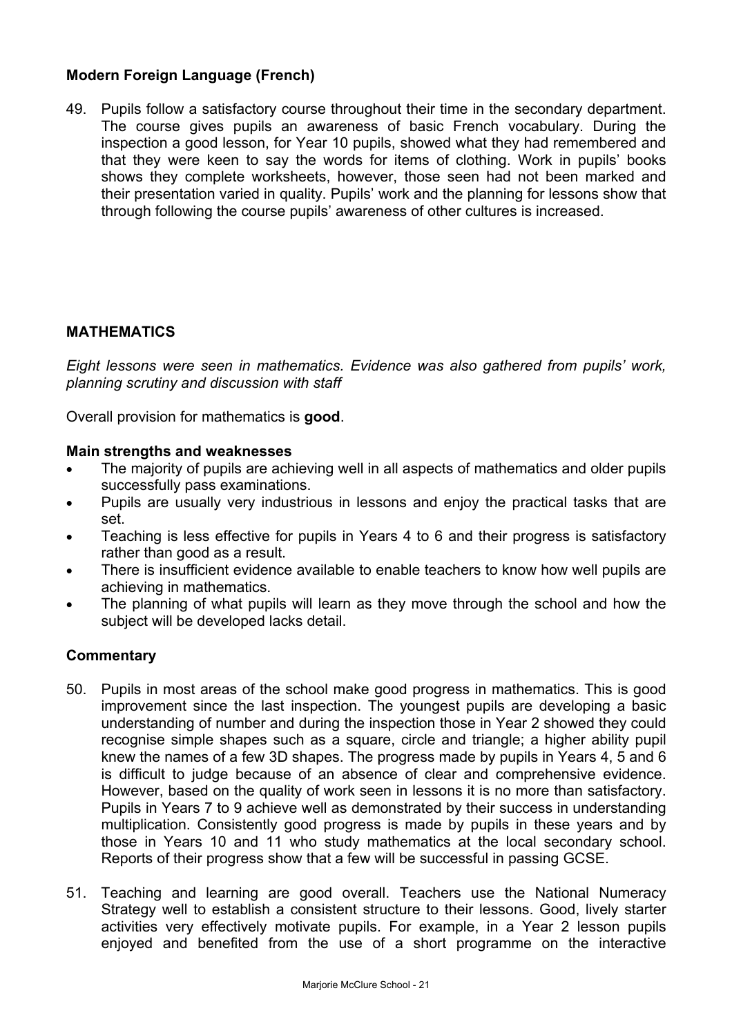**Modern Foreign Language (French)**

49. Pupils follow a satisfactory course throughout their time in the secondary department. The course gives pupils an awareness of basic French vocabulary. During the inspection a good lesson, for Year 10 pupils, showed what they had remembered and that they were keen to say the words for items of clothing. Work in pupils' books shows they complete worksheets, however, those seen had not been marked and their presentation varied in quality. Pupils' work and the planning for lessons show that through following the course pupils' awareness of other cultures is increased.

## MATHEMATICS

*Eight lessons were seen in mathematics. Evidence was also gathered from pupils' work, planning scrutiny and discussion with staff*

Overall provision for mathematics is **good**.

**Main strengths and weaknesses**

- The majority of pupils are achieving well in all aspects of mathematics and older pupils successfully pass examinations.
- Pupils are usually very industrious in lessons and enjoy the practical tasks that are set.
- Teaching is less effective for pupils in Years 4 to 6 and their progress is satisfactory rather than good as a result.
- There is insufficient evidence available to enable teachers to know how well pupils are achieving in mathematics.
- The planning of what pupils will learn as they move through the school and how the subject will be developed lacks detail.

**Commentary**

50. Pupils in most areas of the school make good progress in mathematics. This is good improvement since the last inspection. The youngest pupils are developing a basic understanding of number and during the inspection those in Year 2 showed they could recognise simple shapes such as a square, circle and triangle; a higher ability pupil knew the names of a few 3D shapes. The progress made by pupils in Years 4, 5 and 6 is difficult to judge because of an absence of clear and comprehensive evidence. However, based on the quality of work seen in lessons it is no more than satisfactory. Pupils in Years 7 to 9 achieve well as demonstrated by their success in understanding multiplication. Consistently good progress is made by pupils in these years and by those in Years 10 and 11 who study mathematics at the local secondary school. Reports of their progress show that a few will be successful in passing GCSE.

51. Teaching and learning are good overall. Teachers use the National Numeracy Strategy well to establish a consistent structure to their lessons. Good, lively starter activities very effectively motivate pupils. For example, in a Year 2 lesson pupils enjoyed and benefited from the use of a short programme on the interactive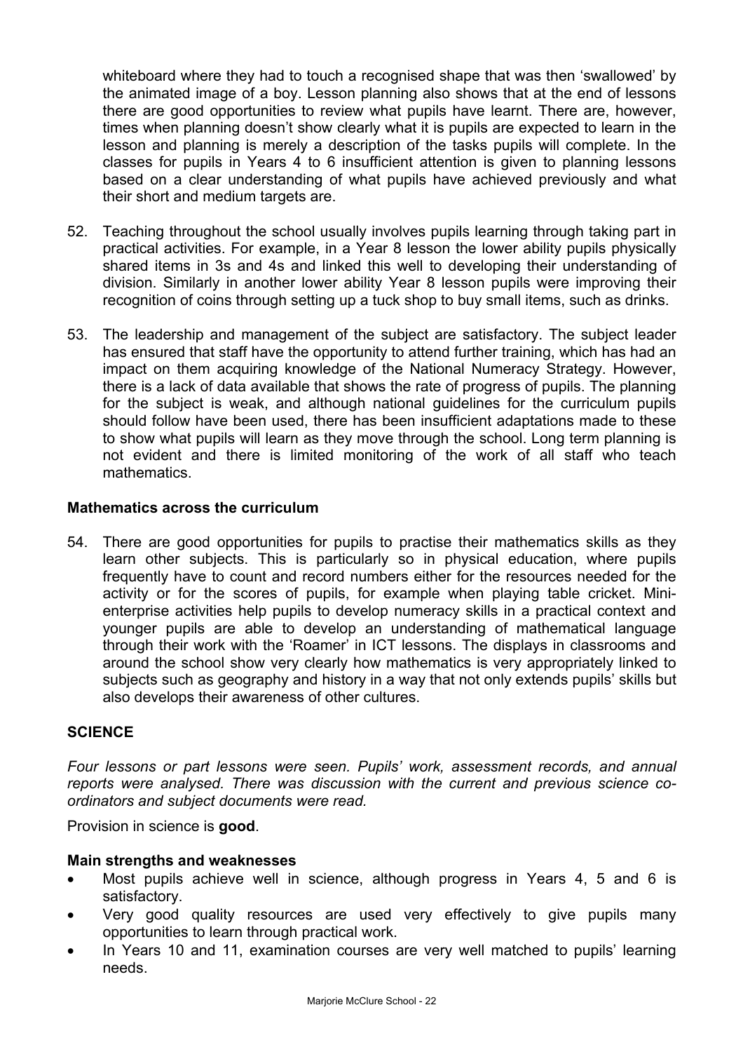whiteboard where they had to touch a recognised shape that was then 'swallowed' by the animated image of a boy. Lesson planning also shows that at the end of lessons there are good opportunities to review what pupils have learnt. There are, however, times when planning doesn't show clearly what it is pupils are expected to learn in the lesson and planning is merely a description of the tasks pupils will complete. In the classes for pupils in Years 4 to 6 insufficient attention is given to planning lessons based on a clear understanding of what pupils have achieved previously and what their short and medium targets are.

52. Teaching throughout the school usually involves pupils learning through taking part in practical activities. For example, in a Year 8 lesson the lower ability pupils physically shared items in 3s and 4s and linked this well to developing their understanding of division. Similarly in another lower ability Year 8 lesson pupils were improving their recognition of coins through setting up a tuck shop to buy small items, such as drinks.

53. The leadership and management of the subject are satisfactory. The subject leader has ensured that staff have the opportunity to attend further training, which has had an impact on them acquiring knowledge of the National Numeracy Strategy. However, there is a lack of data available that shows the rate of progress of pupils. The planning for the subject is weak, and although national guidelines for the curriculum pupils should follow have been used, there has been insufficient adaptations made to these to show what pupils will learn as they move through the school. Long term planning is not evident and there is limited monitoring of the work of all staff who teach mathematics.

### Mathematics across the curriculum

54. There are good opportunities for pupils to practise their mathematics skills as they learn other subjects. This is particularly so in physical education, where pupils frequently have to count and record numbers either for the resources needed for the activity or for the scores of pupils, for example when playing table cricket. Mini-enterprise activities help pupils to develop numeracy skills in a practical context and younger pupils are able to develop an understanding of mathematical language through their work with the 'Roamer' in ICT lessons. The displays in classrooms and around the school show very clearly how mathematics is very appropriately linked to subjects such as geography and history in a way that not only extends pupils' skills but also develops their awareness of other cultures.

## SCIENCE

*Four lessons or part lessons were seen. Pupils' work, assessment records, and annual reports were analysed. There was discussion with the current and previous science co-ordinators and subject documents were read.*

Provision in science is **good**.

### Main strengths and weaknesses

- Most pupils achieve well in science, although progress in Years 4, 5 and 6 is satisfactory.
- Very good quality resources are used very effectively to give pupils many opportunities to learn through practical work.
- In Years 10 and 11, examination courses are very well matched to pupils' learning needs.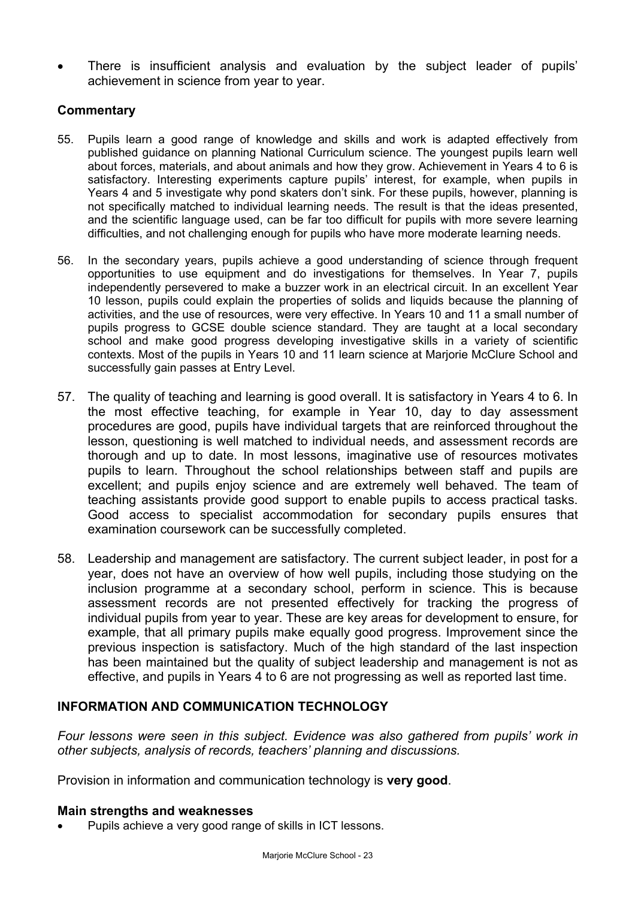- There is insufficient analysis and evaluation by the subject leader of pupils' achievement in science from year to year.

### Commentary

55. Pupils learn a good range of knowledge and skills and work is adapted effectively from published guidance on planning National Curriculum science. The youngest pupils learn well about forces, materials, and about animals and how they grow. Achievement in Years 4 to 6 is satisfactory. Interesting experiments capture pupils' interest, for example, when pupils in Years 4 and 5 investigate why pond skaters don't sink. For these pupils, however, planning is not specifically matched to individual learning needs. The result is that the ideas presented, and the scientific language used, can be far too difficult for pupils with more severe learning difficulties, and not challenging enough for pupils who have more moderate learning needs.

56. In the secondary years, pupils achieve a good understanding of science through frequent opportunities to use equipment and do investigations for themselves. In Year 7, pupils independently persevered to make a buzzer work in an electrical circuit. In an excellent Year 10 lesson, pupils could explain the properties of solids and liquids because the planning of activities, and the use of resources, were very effective. In Years 10 and 11 a small number of pupils progress to GCSE double science standard. They are taught at a local secondary school and make good progress developing investigative skills in a variety of scientific contexts. Most of the pupils in Years 10 and 11 learn science at Marjorie McClure School and successfully gain passes at Entry Level.

57. The quality of teaching and learning is good overall. It is satisfactory in Years 4 to 6. In the most effective teaching, for example in Year 10, day to day assessment procedures are good, pupils have individual targets that are reinforced throughout the lesson, questioning is well matched to individual needs, and assessment records are thorough and up to date. In most lessons, imaginative use of resources motivates pupils to learn. Throughout the school relationships between staff and pupils are excellent; and pupils enjoy science and are extremely well behaved. The team of teaching assistants provide good support to enable pupils to access practical tasks. Good access to specialist accommodation for secondary pupils ensures that examination coursework can be successfully completed.

58. Leadership and management are satisfactory. The current subject leader, in post for a year, does not have an overview of how well pupils, including those studying on the inclusion programme at a secondary school, perform in science. This is because assessment records are not presented effectively for tracking the progress of individual pupils from year to year. These are key areas for development to ensure, for example, that all primary pupils make equally good progress. Improvement since the previous inspection is satisfactory. Much of the high standard of the last inspection has been maintained but the quality of subject leadership and management is not as effective, and pupils in Years 4 to 6 are not progressing as well as reported last time.

## INFORMATION AND COMMUNICATION TECHNOLOGY

*Four lessons were seen in this subject. Evidence was also gathered from pupils' work in other subjects, analysis of records, teachers' planning and discussions.*

Provision in information and communication technology is **very good**.

### Main strengths and weaknesses

- Pupils achieve a very good range of skills in ICT lessons.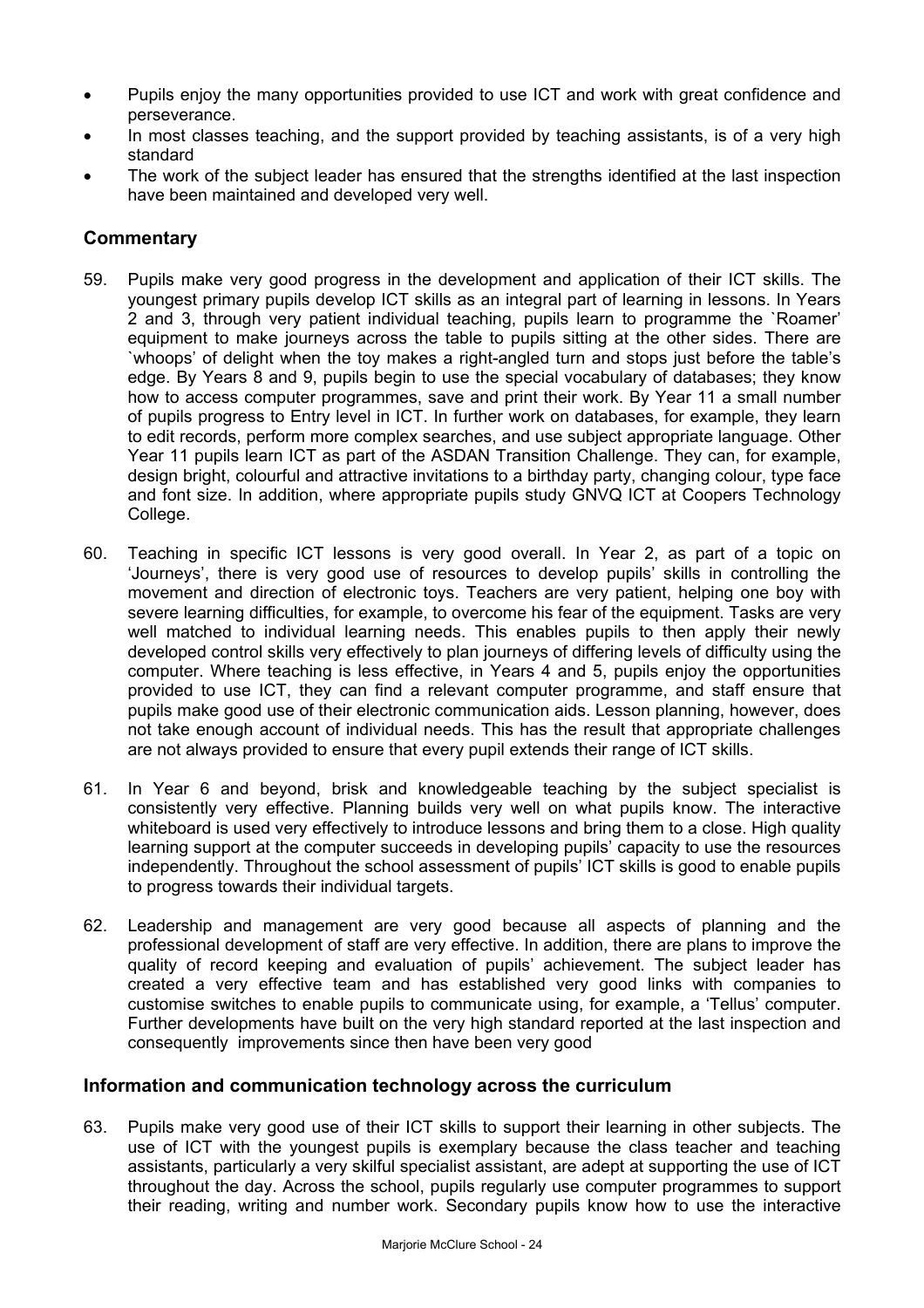- Pupils enjoy the many opportunities provided to use ICT and work with great confidence and perseverance.
- In most classes teaching, and the support provided by teaching assistants, is of a very high standard
- The work of the subject leader has ensured that the strengths identified at the last inspection have been maintained and developed very well.

## Commentary

59. Pupils make very good progress in the development and application of their ICT skills. The youngest primary pupils develop ICT skills as an integral part of learning in lessons. In Years 2 and 3, through very patient individual teaching, pupils learn to programme the `Roamer' equipment to make journeys across the table to pupils sitting at the other sides. There are `whoops' of delight when the toy makes a right-angled turn and stops just before the table's edge. By Years 8 and 9, pupils begin to use the special vocabulary of databases; they know how to access computer programmes, save and print their work. By Year 11 a small number of pupils progress to Entry level in ICT. In further work on databases, for example, they learn to edit records, perform more complex searches, and use subject appropriate language. Other Year 11 pupils learn ICT as part of the ASDAN Transition Challenge. They can, for example, design bright, colourful and attractive invitations to a birthday party, changing colour, type face and font size. In addition, where appropriate pupils study GNVQ ICT at Coopers Technology College.

60. Teaching in specific ICT lessons is very good overall. In Year 2, as part of a topic on 'Journeys', there is very good use of resources to develop pupils' skills in controlling the movement and direction of electronic toys. Teachers are very patient, helping one boy with severe learning difficulties, for example, to overcome his fear of the equipment. Tasks are very well matched to individual learning needs. This enables pupils to then apply their newly developed control skills very effectively to plan journeys of differing levels of difficulty using the computer. Where teaching is less effective, in Years 4 and 5, pupils enjoy the opportunities provided to use ICT, they can find a relevant computer programme, and staff ensure that pupils make good use of their electronic communication aids. Lesson planning, however, does not take enough account of individual needs. This has the result that appropriate challenges are not always provided to ensure that every pupil extends their range of ICT skills.

61. In Year 6 and beyond, brisk and knowledgeable teaching by the subject specialist is consistently very effective. Planning builds very well on what pupils know. The interactive whiteboard is used very effectively to introduce lessons and bring them to a close. High quality learning support at the computer succeeds in developing pupils' capacity to use the resources independently. Throughout the school assessment of pupils' ICT skills is good to enable pupils to progress towards their individual targets.

62. Leadership and management are very good because all aspects of planning and the professional development of staff are very effective. In addition, there are plans to improve the quality of record keeping and evaluation of pupils' achievement. The subject leader has created a very effective team and has established very good links with companies to customise switches to enable pupils to communicate using, for example, a 'Tellus' computer. Further developments have built on the very high standard reported at the last inspection and consequently improvements since then have been very good

## Information and communication technology across the curriculum

63. Pupils make very good use of their ICT skills to support their learning in other subjects. The use of ICT with the youngest pupils is exemplary because the class teacher and teaching assistants, particularly a very skilful specialist assistant, are adept at supporting the use of ICT throughout the day. Across the school, pupils regularly use computer programmes to support their reading, writing and number work. Secondary pupils know how to use the interactive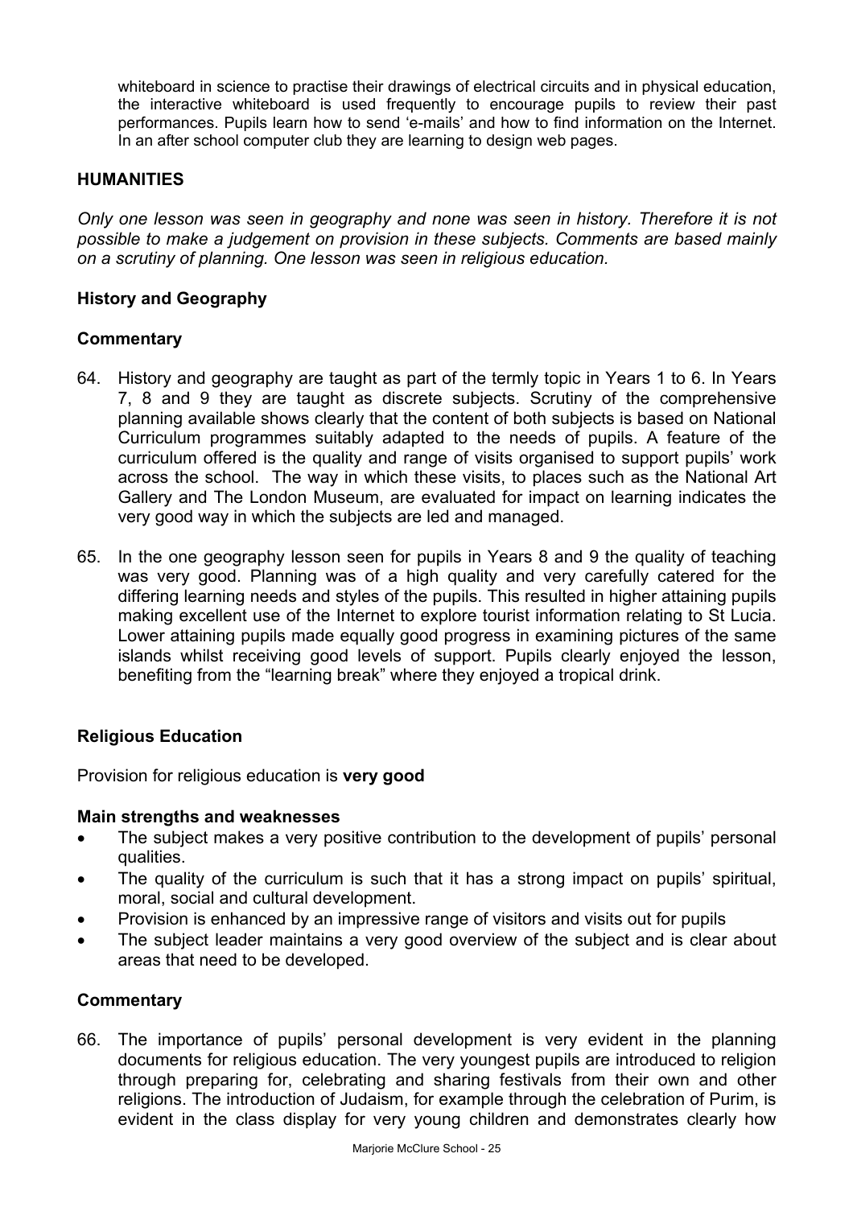whiteboard in science to practise their drawings of electrical circuits and in physical education, the interactive whiteboard is used frequently to encourage pupils to review their past performances. Pupils learn how to send 'e-mails' and how to find information on the Internet. In an after school computer club they are learning to design web pages.

## HUMANITIES

*Only one lesson was seen in geography and none was seen in history. Therefore it is not possible to make a judgement on provision in these subjects. Comments are based mainly on a scrutiny of planning. One lesson was seen in religious education.*

### History and Geography

#### Commentary

64. History and geography are taught as part of the termly topic in Years 1 to 6. In Years 7, 8 and 9 they are taught as discrete subjects. Scrutiny of the comprehensive planning available shows clearly that the content of both subjects is based on National Curriculum programmes suitably adapted to the needs of pupils. A feature of the curriculum offered is the quality and range of visits organised to support pupils' work across the school. The way in which these visits, to places such as the National Art Gallery and The London Museum, are evaluated for impact on learning indicates the very good way in which the subjects are led and managed.

65. In the one geography lesson seen for pupils in Years 8 and 9 the quality of teaching was very good. Planning was of a high quality and very carefully catered for the differing learning needs and styles of the pupils. This resulted in higher attaining pupils making excellent use of the Internet to explore tourist information relating to St Lucia. Lower attaining pupils made equally good progress in examining pictures of the same islands whilst receiving good levels of support. Pupils clearly enjoyed the lesson, benefiting from the "learning break" where they enjoyed a tropical drink.

### Religious Education

Provision for religious education is **very good**

#### Main strengths and weaknesses

- The subject makes a very positive contribution to the development of pupils' personal qualities.
- The quality of the curriculum is such that it has a strong impact on pupils' spiritual, moral, social and cultural development.
- Provision is enhanced by an impressive range of visitors and visits out for pupils
- The subject leader maintains a very good overview of the subject and is clear about areas that need to be developed.

#### Commentary

66. The importance of pupils' personal development is very evident in the planning documents for religious education. The very youngest pupils are introduced to religion through preparing for, celebrating and sharing festivals from their own and other religions. The introduction of Judaism, for example through the celebration of Purim, is evident in the class display for very young children and demonstrates clearly how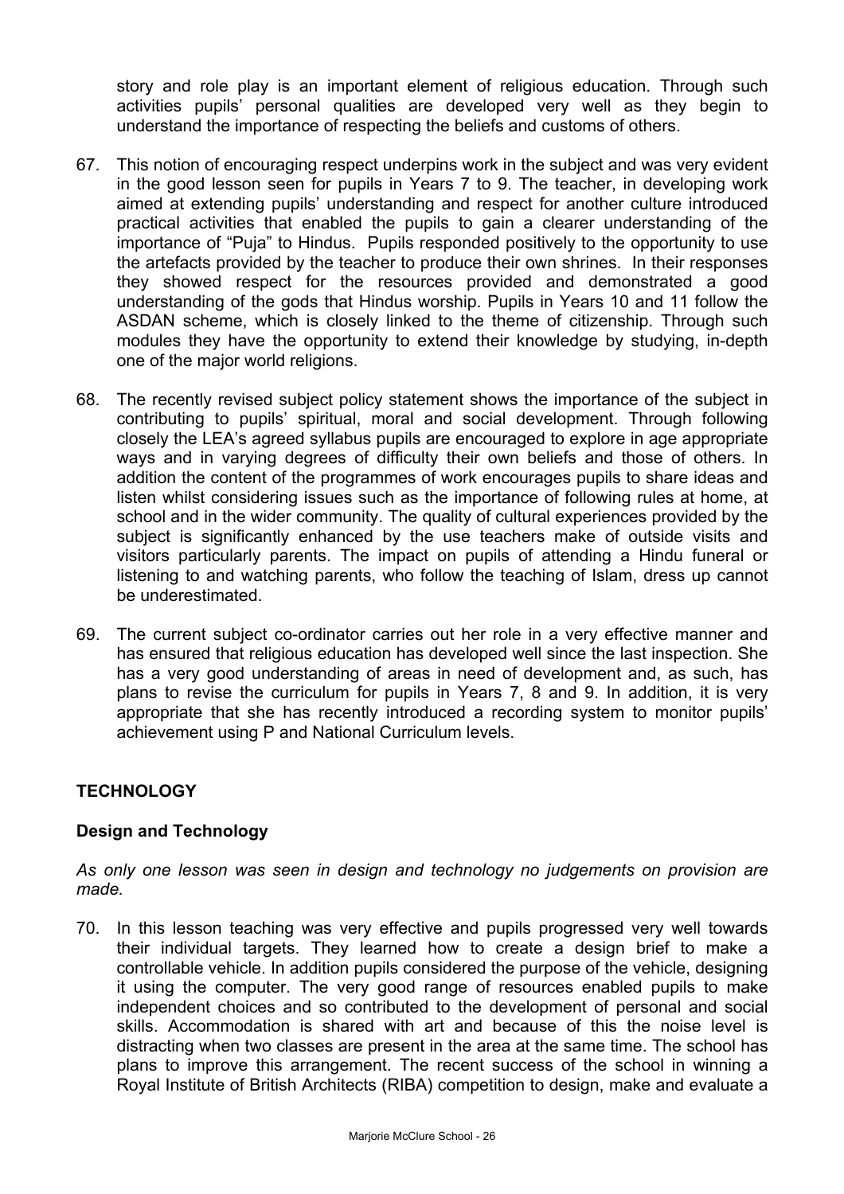story and role play is an important element of religious education. Through such activities pupils' personal qualities are developed very well as they begin to understand the importance of respecting the beliefs and customs of others.

67. This notion of encouraging respect underpins work in the subject and was very evident in the good lesson seen for pupils in Years 7 to 9. The teacher, in developing work aimed at extending pupils' understanding and respect for another culture introduced practical activities that enabled the pupils to gain a clearer understanding of the importance of "Puja" to Hindus. Pupils responded positively to the opportunity to use the artefacts provided by the teacher to produce their own shrines. In their responses they showed respect for the resources provided and demonstrated a good understanding of the gods that Hindus worship. Pupils in Years 10 and 11 follow the ASDAN scheme, which is closely linked to the theme of citizenship. Through such modules they have the opportunity to extend their knowledge by studying, in-depth one of the major world religions.

68. The recently revised subject policy statement shows the importance of the subject in contributing to pupils' spiritual, moral and social development. Through following closely the LEA's agreed syllabus pupils are encouraged to explore in age appropriate ways and in varying degrees of difficulty their own beliefs and those of others. In addition the content of the programmes of work encourages pupils to share ideas and listen whilst considering issues such as the importance of following rules at home, at school and in the wider community. The quality of cultural experiences provided by the subject is significantly enhanced by the use teachers make of outside visits and visitors particularly parents. The impact on pupils of attending a Hindu funeral or listening to and watching parents, who follow the teaching of Islam, dress up cannot be underestimated.

69. The current subject co-ordinator carries out her role in a very effective manner and has ensured that religious education has developed well since the last inspection. She has a very good understanding of areas in need of development and, as such, has plans to revise the curriculum for pupils in Years 7, 8 and 9. In addition, it is very appropriate that she has recently introduced a recording system to monitor pupils' achievement using P and National Curriculum levels.

## TECHNOLOGY

### Design and Technology

*As only one lesson was seen in design and technology no judgements on provision are made.*

70. In this lesson teaching was very effective and pupils progressed very well towards their individual targets. They learned how to create a design brief to make a controllable vehicle. In addition pupils considered the purpose of the vehicle, designing it using the computer. The very good range of resources enabled pupils to make independent choices and so contributed to the development of personal and social skills. Accommodation is shared with art and because of this the noise level is distracting when two classes are present in the area at the same time. The school has plans to improve this arrangement. The recent success of the school in winning a Royal Institute of British Architects (RIBA) competition to design, make and evaluate a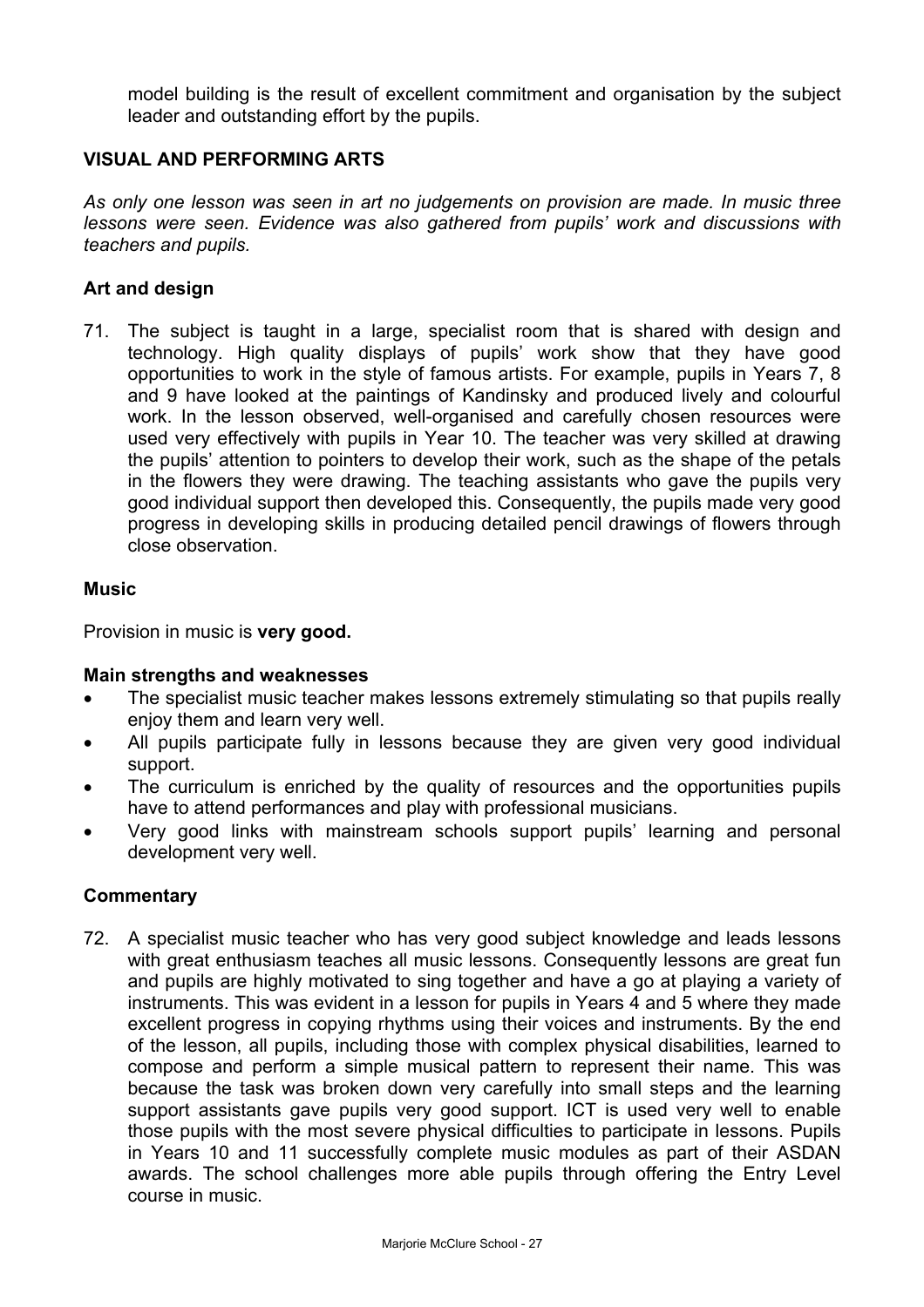model building is the result of excellent commitment and organisation by the subject leader and outstanding effort by the pupils.

## VISUAL AND PERFORMING ARTS

*As only one lesson was seen in art no judgements on provision are made. In music three lessons were seen. Evidence was also gathered from pupils' work and discussions with teachers and pupils.*

### Art and design

71. The subject is taught in a large, specialist room that is shared with design and technology. High quality displays of pupils' work show that they have good opportunities to work in the style of famous artists. For example, pupils in Years 7, 8 and 9 have looked at the paintings of Kandinsky and produced lively and colourful work. In the lesson observed, well-organised and carefully chosen resources were used very effectively with pupils in Year 10. The teacher was very skilled at drawing the pupils' attention to pointers to develop their work, such as the shape of the petals in the flowers they were drawing. The teaching assistants who gave the pupils very good individual support then developed this. Consequently, the pupils made very good progress in developing skills in producing detailed pencil drawings of flowers through close observation.

### Music

Provision in music is **very good.**

#### Main strengths and weaknesses

- The specialist music teacher makes lessons extremely stimulating so that pupils really enjoy them and learn very well.
- All pupils participate fully in lessons because they are given very good individual support.
- The curriculum is enriched by the quality of resources and the opportunities pupils have to attend performances and play with professional musicians.
- Very good links with mainstream schools support pupils' learning and personal development very well.

#### Commentary

72. A specialist music teacher who has very good subject knowledge and leads lessons with great enthusiasm teaches all music lessons. Consequently lessons are great fun and pupils are highly motivated to sing together and have a go at playing a variety of instruments. This was evident in a lesson for pupils in Years 4 and 5 where they made excellent progress in copying rhythms using their voices and instruments. By the end of the lesson, all pupils, including those with complex physical disabilities, learned to compose and perform a simple musical pattern to represent their name. This was because the task was broken down very carefully into small steps and the learning support assistants gave pupils very good support. ICT is used very well to enable those pupils with the most severe physical difficulties to participate in lessons. Pupils in Years 10 and 11 successfully complete music modules as part of their ASDAN awards. The school challenges more able pupils through offering the Entry Level course in music.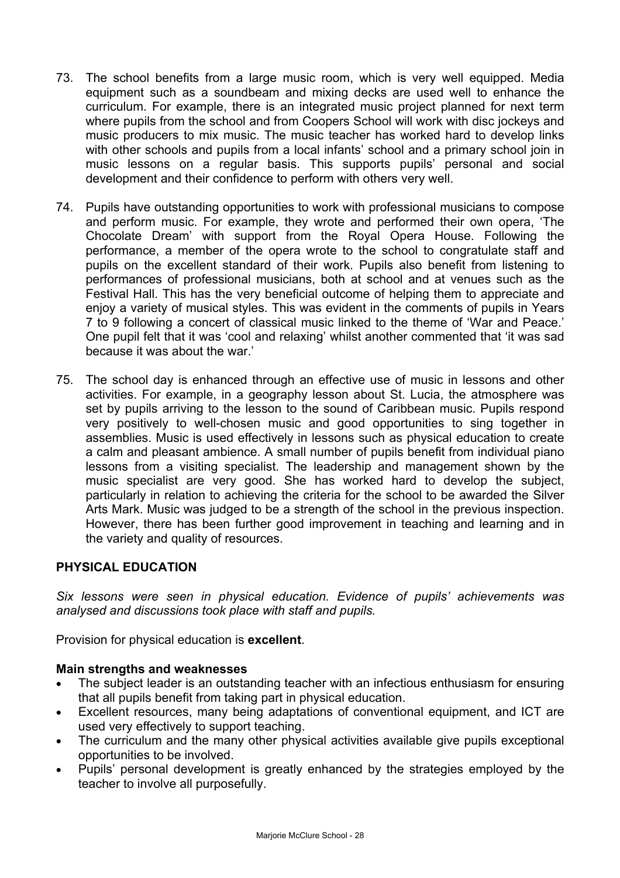73. The school benefits from a large music room, which is very well equipped. Media equipment such as a soundbeam and mixing decks are used well to enhance the curriculum. For example, there is an integrated music project planned for next term where pupils from the school and from Coopers School will work with disc jockeys and music producers to mix music. The music teacher has worked hard to develop links with other schools and pupils from a local infants' school and a primary school join in music lessons on a regular basis. This supports pupils' personal and social development and their confidence to perform with others very well.

74. Pupils have outstanding opportunities to work with professional musicians to compose and perform music. For example, they wrote and performed their own opera, 'The Chocolate Dream' with support from the Royal Opera House. Following the performance, a member of the opera wrote to the school to congratulate staff and pupils on the excellent standard of their work. Pupils also benefit from listening to performances of professional musicians, both at school and at venues such as the Festival Hall. This has the very beneficial outcome of helping them to appreciate and enjoy a variety of musical styles. This was evident in the comments of pupils in Years 7 to 9 following a concert of classical music linked to the theme of 'War and Peace.' One pupil felt that it was 'cool and relaxing' whilst another commented that 'it was sad because it was about the war.'

75. The school day is enhanced through an effective use of music in lessons and other activities. For example, in a geography lesson about St. Lucia, the atmosphere was set by pupils arriving to the lesson to the sound of Caribbean music. Pupils respond very positively to well-chosen music and good opportunities to sing together in assemblies. Music is used effectively in lessons such as physical education to create a calm and pleasant ambience. A small number of pupils benefit from individual piano lessons from a visiting specialist. The leadership and management shown by the music specialist are very good. She has worked hard to develop the subject, particularly in relation to achieving the criteria for the school to be awarded the Silver Arts Mark. Music was judged to be a strength of the school in the previous inspection. However, there has been further good improvement in teaching and learning and in the variety and quality of resources.

## PHYSICAL EDUCATION

*Six lessons were seen in physical education. Evidence of pupils' achievements was analysed and discussions took place with staff and pupils.*

Provision for physical education is **excellent**.

### Main strengths and weaknesses

- The subject leader is an outstanding teacher with an infectious enthusiasm for ensuring that all pupils benefit from taking part in physical education.
- Excellent resources, many being adaptations of conventional equipment, and ICT are used very effectively to support teaching.
- The curriculum and the many other physical activities available give pupils exceptional opportunities to be involved.
- Pupils' personal development is greatly enhanced by the strategies employed by the teacher to involve all purposefully.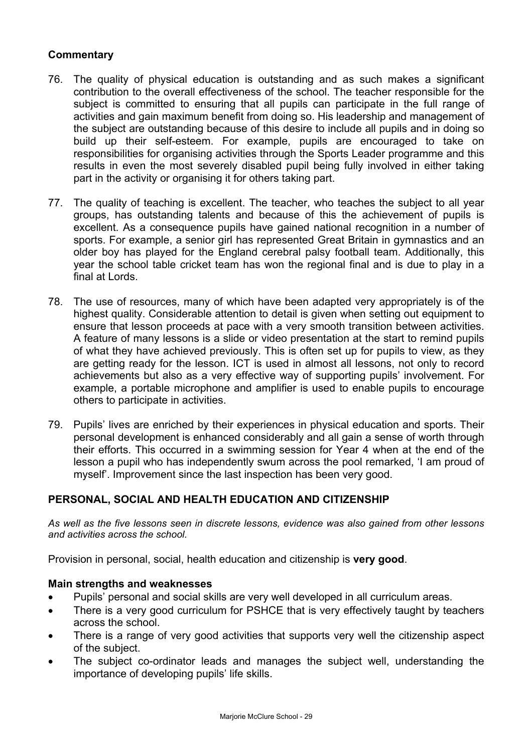### Commentary

76. The quality of physical education is outstanding and as such makes a significant contribution to the overall effectiveness of the school. The teacher responsible for the subject is committed to ensuring that all pupils can participate in the full range of activities and gain maximum benefit from doing so. His leadership and management of the subject are outstanding because of this desire to include all pupils and in doing so build up their self-esteem. For example, pupils are encouraged to take on responsibilities for organising activities through the Sports Leader programme and this results in even the most severely disabled pupil being fully involved in either taking part in the activity or organising it for others taking part.

77. The quality of teaching is excellent. The teacher, who teaches the subject to all year groups, has outstanding talents and because of this the achievement of pupils is excellent. As a consequence pupils have gained national recognition in a number of sports. For example, a senior girl has represented Great Britain in gymnastics and an older boy has played for the England cerebral palsy football team. Additionally, this year the school table cricket team has won the regional final and is due to play in a final at Lords.

78. The use of resources, many of which have been adapted very appropriately is of the highest quality. Considerable attention to detail is given when setting out equipment to ensure that lesson proceeds at pace with a very smooth transition between activities. A feature of many lessons is a slide or video presentation at the start to remind pupils of what they have achieved previously. This is often set up for pupils to view, as they are getting ready for the lesson. ICT is used in almost all lessons, not only to record achievements but also as a very effective way of supporting pupils' involvement. For example, a portable microphone and amplifier is used to enable pupils to encourage others to participate in activities.

79. Pupils' lives are enriched by their experiences in physical education and sports. Their personal development is enhanced considerably and all gain a sense of worth through their efforts. This occurred in a swimming session for Year 4 when at the end of the lesson a pupil who has independently swum across the pool remarked, 'I am proud of myself'. Improvement since the last inspection has been very good.

## PERSONAL, SOCIAL AND HEALTH EDUCATION AND CITIZENSHIP

*As well as the five lessons seen in discrete lessons, evidence was also gained from other lessons and activities across the school.*

Provision in personal, social, health education and citizenship is **very good**.

### Main strengths and weaknesses

- Pupils' personal and social skills are very well developed in all curriculum areas.
- There is a very good curriculum for PSHCE that is very effectively taught by teachers across the school.
- There is a range of very good activities that supports very well the citizenship aspect of the subject.
- The subject co-ordinator leads and manages the subject well, understanding the importance of developing pupils' life skills.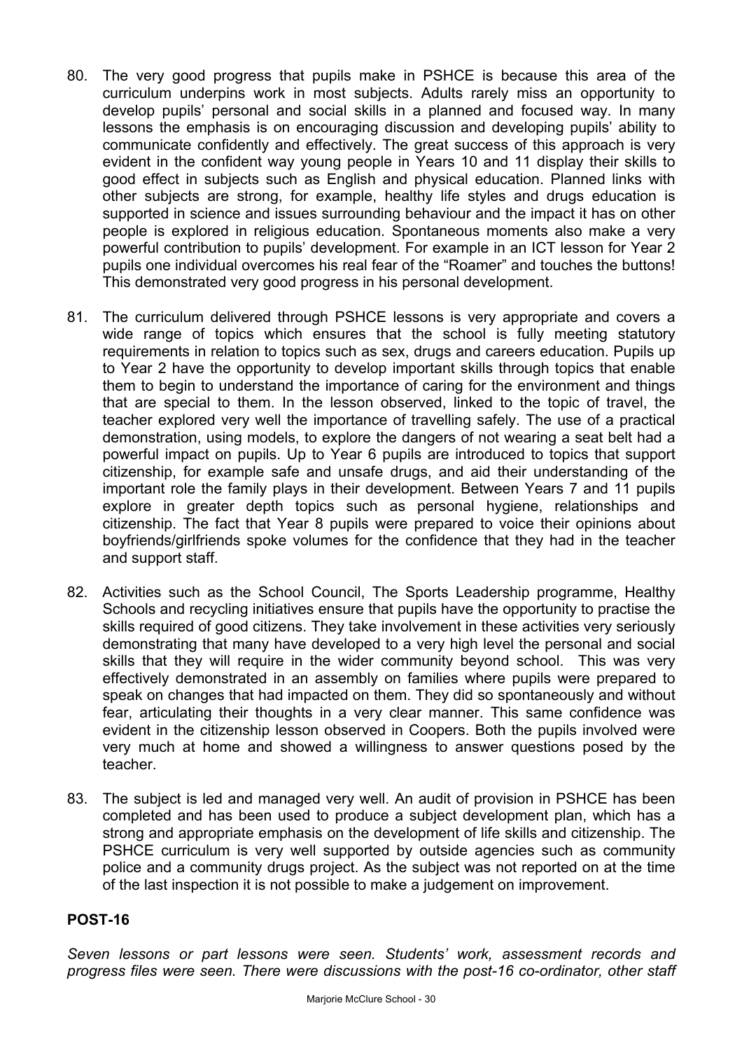80. The very good progress that pupils make in PSHCE is because this area of the curriculum underpins work in most subjects. Adults rarely miss an opportunity to develop pupils' personal and social skills in a planned and focused way. In many lessons the emphasis is on encouraging discussion and developing pupils' ability to communicate confidently and effectively. The great success of this approach is very evident in the confident way young people in Years 10 and 11 display their skills to good effect in subjects such as English and physical education. Planned links with other subjects are strong, for example, healthy life styles and drugs education is supported in science and issues surrounding behaviour and the impact it has on other people is explored in religious education. Spontaneous moments also make a very powerful contribution to pupils' development. For example in an ICT lesson for Year 2 pupils one individual overcomes his real fear of the "Roamer" and touches the buttons! This demonstrated very good progress in his personal development.

81. The curriculum delivered through PSHCE lessons is very appropriate and covers a wide range of topics which ensures that the school is fully meeting statutory requirements in relation to topics such as sex, drugs and careers education. Pupils up to Year 2 have the opportunity to develop important skills through topics that enable them to begin to understand the importance of caring for the environment and things that are special to them. In the lesson observed, linked to the topic of travel, the teacher explored very well the importance of travelling safely. The use of a practical demonstration, using models, to explore the dangers of not wearing a seat belt had a powerful impact on pupils. Up to Year 6 pupils are introduced to topics that support citizenship, for example safe and unsafe drugs, and aid their understanding of the important role the family plays in their development. Between Years 7 and 11 pupils explore in greater depth topics such as personal hygiene, relationships and citizenship. The fact that Year 8 pupils were prepared to voice their opinions about boyfriends/girlfriends spoke volumes for the confidence that they had in the teacher and support staff.

82. Activities such as the School Council, The Sports Leadership programme, Healthy Schools and recycling initiatives ensure that pupils have the opportunity to practise the skills required of good citizens. They take involvement in these activities very seriously demonstrating that many have developed to a very high level the personal and social skills that they will require in the wider community beyond school. This was very effectively demonstrated in an assembly on families where pupils were prepared to speak on changes that had impacted on them. They did so spontaneously and without fear, articulating their thoughts in a very clear manner. This same confidence was evident in the citizenship lesson observed in Coopers. Both the pupils involved were very much at home and showed a willingness to answer questions posed by the teacher.

83. The subject is led and managed very well. An audit of provision in PSHCE has been completed and has been used to produce a subject development plan, which has a strong and appropriate emphasis on the development of life skills and citizenship. The PSHCE curriculum is very well supported by outside agencies such as community police and a community drugs project. As the subject was not reported on at the time of the last inspection it is not possible to make a judgement on improvement.

## POST-16

*Seven lessons or part lessons were seen. Students' work, assessment records and progress files were seen. There were discussions with the post-16 co-ordinator, other staff*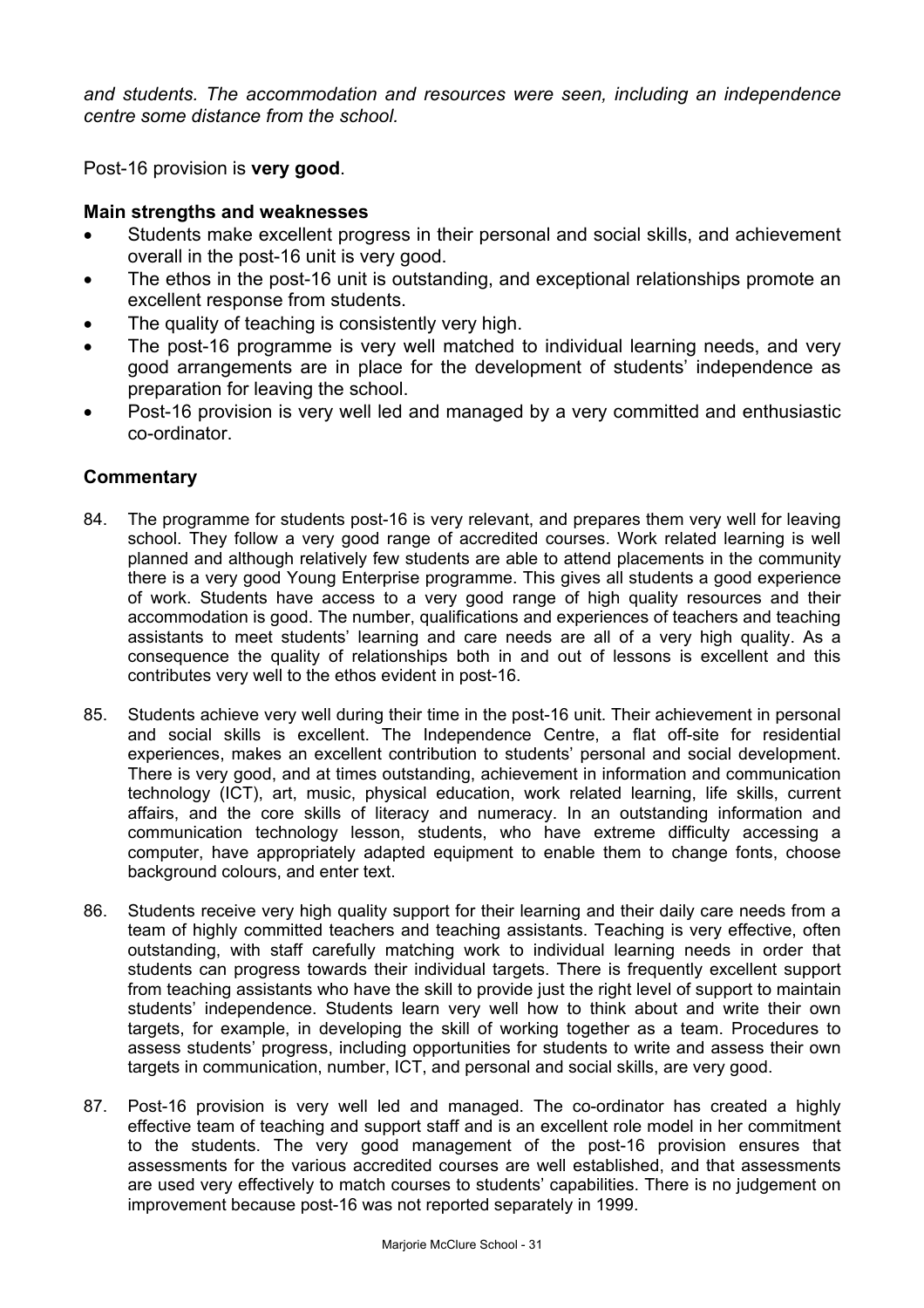*and students. The accommodation and resources were seen, including an independence centre some distance from the school.*

Post-16 provision is **very good**.

### Main strengths and weaknesses

- Students make excellent progress in their personal and social skills, and achievement overall in the post-16 unit is very good.
- The ethos in the post-16 unit is outstanding, and exceptional relationships promote an excellent response from students.
- The quality of teaching is consistently very high.
- The post-16 programme is very well matched to individual learning needs, and very good arrangements are in place for the development of students' independence as preparation for leaving the school.
- Post-16 provision is very well led and managed by a very committed and enthusiastic co-ordinator.

### Commentary

84. The programme for students post-16 is very relevant, and prepares them very well for leaving school. They follow a very good range of accredited courses. Work related learning is well planned and although relatively few students are able to attend placements in the community there is a very good Young Enterprise programme. This gives all students a good experience of work. Students have access to a very good range of high quality resources and their accommodation is good. The number, qualifications and experiences of teachers and teaching assistants to meet students' learning and care needs are all of a very high quality. As a consequence the quality of relationships both in and out of lessons is excellent and this contributes very well to the ethos evident in post-16.

85. Students achieve very well during their time in the post-16 unit. Their achievement in personal and social skills is excellent. The Independence Centre, a flat off-site for residential experiences, makes an excellent contribution to students' personal and social development. There is very good, and at times outstanding, achievement in information and communication technology (ICT), art, music, physical education, work related learning, life skills, current affairs, and the core skills of literacy and numeracy. In an outstanding information and communication technology lesson, students, who have extreme difficulty accessing a computer, have appropriately adapted equipment to enable them to change fonts, choose background colours, and enter text.

86. Students receive very high quality support for their learning and their daily care needs from a team of highly committed teachers and teaching assistants. Teaching is very effective, often outstanding, with staff carefully matching work to individual learning needs in order that students can progress towards their individual targets. There is frequently excellent support from teaching assistants who have the skill to provide just the right level of support to maintain students' independence. Students learn very well how to think about and write their own targets, for example, in developing the skill of working together as a team. Procedures to assess students' progress, including opportunities for students to write and assess their own targets in communication, number, ICT, and personal and social skills, are very good.

87. Post-16 provision is very well led and managed. The co-ordinator has created a highly effective team of teaching and support staff and is an excellent role model in her commitment to the students. The very good management of the post-16 provision ensures that assessments for the various accredited courses are well established, and that assessments are used very effectively to match courses to students' capabilities. There is no judgement on improvement because post-16 was not reported separately in 1999.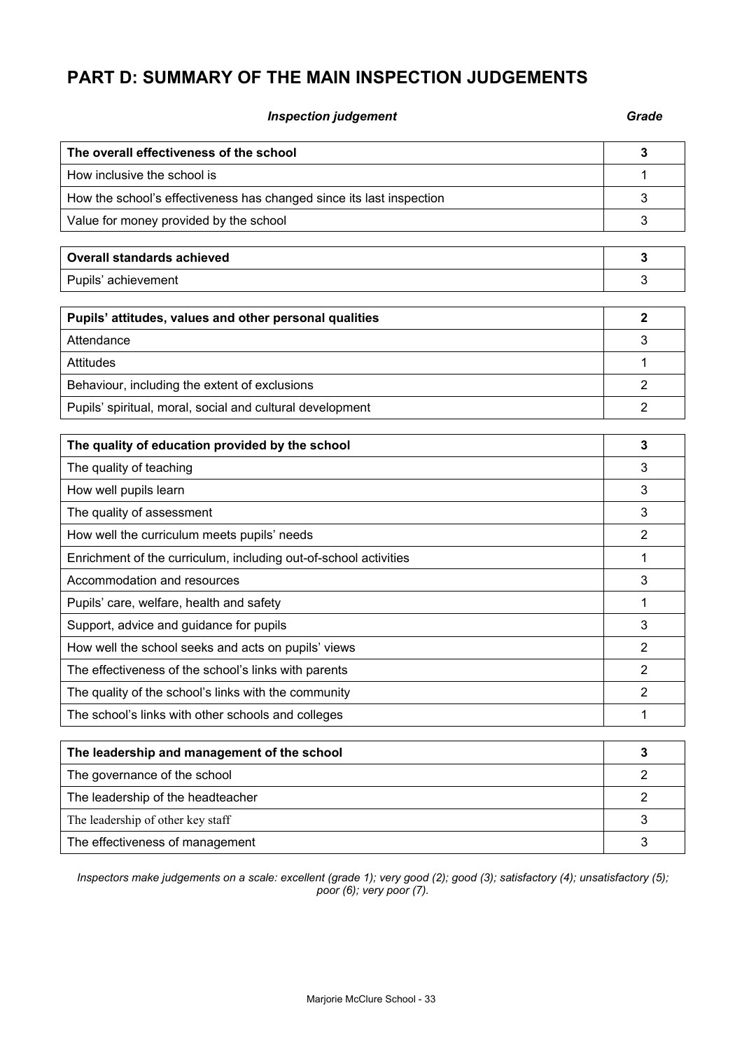# PART D: SUMMARY OF THE MAIN INSPECTION JUDGEMENTS

| ***Inspection judgement*** | ***Grade*** |
|---|---|
| **The overall effectiveness of the school** | **3** |
| How inclusive the school is | 1 |
| How the school's effectiveness has changed since its last inspection | 3 |
| Value for money provided by the school | 3 |
| **Overall standards achieved** | **3** |
| Pupils' achievement | 3 |
| **Pupils' attitudes, values and other personal qualities** | **2** |
| Attendance | 3 |
| Attitudes | 1 |
| Behaviour, including the extent of exclusions | 2 |
| Pupils' spiritual, moral, social and cultural development | 2 |
| **The quality of education provided by the school** | **3** |
| The quality of teaching | 3 |
| How well pupils learn | 3 |
| The quality of assessment | 3 |
| How well the curriculum meets pupils' needs | 2 |
| Enrichment of the curriculum, including out-of-school activities | 1 |
| Accommodation and resources | 3 |
| Pupils' care, welfare, health and safety | 1 |
| Support, advice and guidance for pupils | 3 |
| How well the school seeks and acts on pupils' views | 2 |
| The effectiveness of the school's links with parents | 2 |
| The quality of the school's links with the community | 2 |
| The school's links with other schools and colleges | 1 |
| **The leadership and management of the school** | **3** |
| The governance of the school | 2 |
| The leadership of the headteacher | 2 |
| The leadership of other key staff | 3 |
| The effectiveness of management | 3 |

*Inspectors make judgements on a scale: excellent (grade 1); very good (2); good (3); satisfactory (4); unsatisfactory (5); poor (6); very poor (7).*